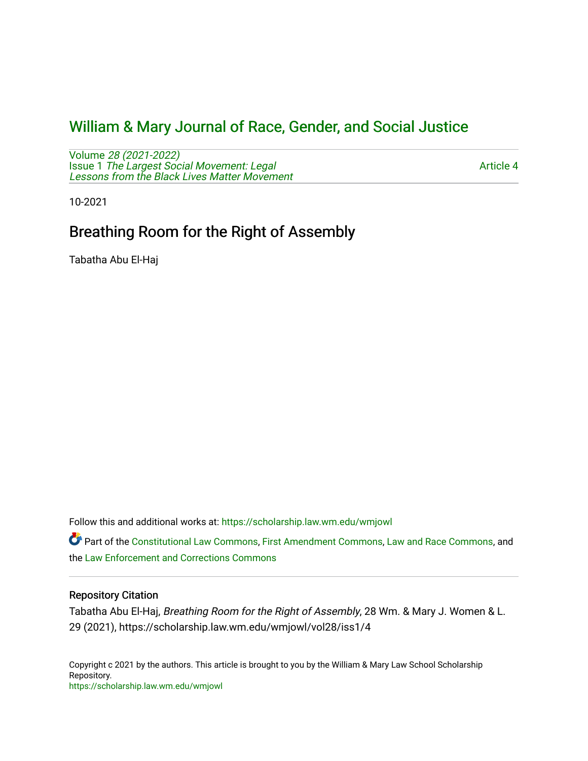# William & Mary Journal of Race, Gender, and Social Justice

Volume *28 (2021-2022)*
Issue 1 *The Largest Social Movement: Legal Lessons from the Black Lives Matter Movement*

Article 4

10-2021

## Breathing Room for the Right of Assembly

Tabatha Abu El-Haj

Follow this and additional works at: https://scholarship.law.wm.edu/wmjowl

Part of the Constitutional Law Commons, First Amendment Commons, Law and Race Commons, and the Law Enforcement and Corrections Commons

### Repository Citation

Tabatha Abu El-Haj, *Breathing Room for the Right of Assembly*, 28 Wm. & Mary J. Women & L. 29 (2021), https://scholarship.law.wm.edu/wmjowl/vol28/iss1/4

Copyright c 2021 by the authors. This article is brought to you by the William & Mary Law School Scholarship Repository.
https://scholarship.law.wm.edu/wmjowl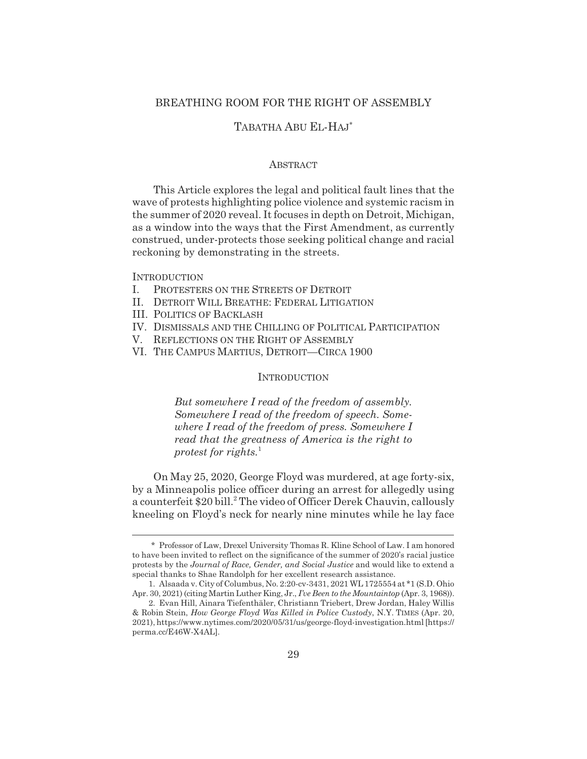# BREATHING ROOM FOR THE RIGHT OF ASSEMBLY

## TABATHA ABU EL-HAJ*

### ABSTRACT

This Article explores the legal and political fault lines that the wave of protests highlighting police violence and systemic racism in the summer of 2020 reveal. It focuses in depth on Detroit, Michigan, as a window into the ways that the First Amendment, as currently construed, under-protects those seeking political change and racial reckoning by demonstrating in the streets.

INTRODUCTION

- I. PROTESTERS ON THE STREETS OF DETROIT
- II. DETROIT WILL BREATHE: FEDERAL LITIGATION
- III. POLITICS OF BACKLASH
- IV. DISMISSALS AND THE CHILLING OF POLITICAL PARTICIPATION
- V. REFLECTIONS ON THE RIGHT OF ASSEMBLY
- VI. THE CAMPUS MARTIUS, DETROIT—CIRCA 1900

### INTRODUCTION

> *But somewhere I read of the freedom of assembly. Somewhere I read of the freedom of speech. Somewhere I read of the freedom of press. Somewhere I read that the greatness of America is the right to protest for rights.*[1]

On May 25, 2020, George Floyd was murdered, at age forty-six, by a Minneapolis police officer during an arrest for allegedly using a counterfeit $20 bill.[2] The video of Officer Derek Chauvin, callously kneeling on Floyd's neck for nearly nine minutes while he lay face

---

\* Professor of Law, Drexel University Thomas R. Kline School of Law. I am honored to have been invited to reflect on the significance of the summer of 2020's racial justice protests by the *Journal of Race, Gender, and Social Justice* and would like to extend a special thanks to Shae Randolph for her excellent research assistance.

1. Alsaada v. City of Columbus, No. 2:20-cv-3431, 2021 WL 1725554 at *1 (S.D. Ohio Apr. 30, 2021) (citing Martin Luther King, Jr., *I've Been to the Mountaintop* (Apr. 3, 1968)).

2. Evan Hill, Ainara Tiefenthäler, Christiann Triebert, Drew Jordan, Haley Willis & Robin Stein, *How George Floyd Was Killed in Police Custody*, N.Y. TIMES (Apr. 20, 2021), https://www.nytimes.com/2020/05/31/us/george-floyd-investigation.html [https://perma.cc/E46W-X4AL].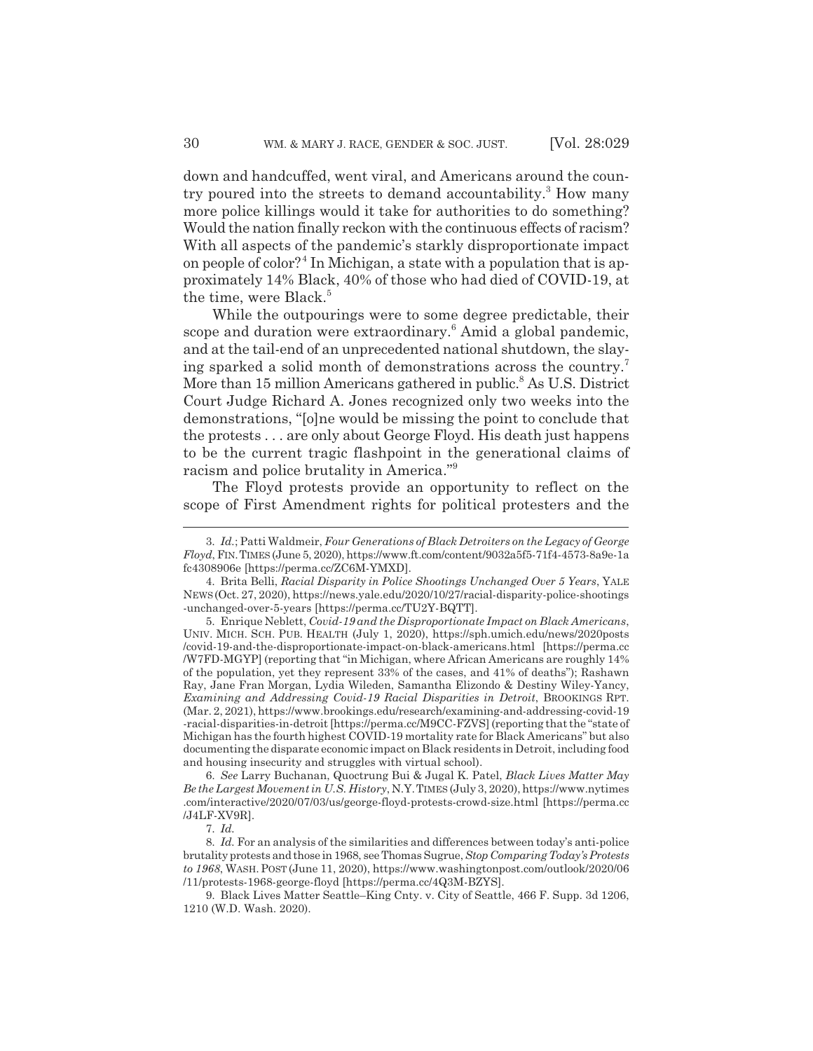down and handcuffed, went viral, and Americans around the country poured into the streets to demand accountability.[3] How many more police killings would it take for authorities to do something? Would the nation finally reckon with the continuous effects of racism? With all aspects of the pandemic's starkly disproportionate impact on people of color?[4] In Michigan, a state with a population that is approximately 14% Black, 40% of those who had died of COVID-19, at the time, were Black.[5]

While the outpourings were to some degree predictable, their scope and duration were extraordinary.[6] Amid a global pandemic, and at the tail-end of an unprecedented national shutdown, the slaying sparked a solid month of demonstrations across the country.[7] More than 15 million Americans gathered in public.[8] As U.S. District Court Judge Richard A. Jones recognized only two weeks into the demonstrations, "[o]ne would be missing the point to conclude that the protests . . . are only about George Floyd. His death just happens to be the current tragic flashpoint in the generational claims of racism and police brutality in America."[9]

The Floyd protests provide an opportunity to reflect on the scope of First Amendment rights for political protesters and the

---

3. *Id.*; Patti Waldmeir, *Four Generations of Black Detroiters on the Legacy of George Floyd*, FIN. TIMES (June 5, 2020), https://www.ft.com/content/9032a5f5-71f4-4573-8a9e-1afc4308906e [https://perma.cc/ZC6M-YMXD].

4. Brita Belli, *Racial Disparity in Police Shootings Unchanged Over 5 Years*, YALE NEWS (Oct. 27, 2020), https://news.yale.edu/2020/10/27/racial-disparity-police-shootings-unchanged-over-5-years [https://perma.cc/TU2Y-BQTT].

5. Enrique Neblett, *Covid-19 and the Disproportionate Impact on Black Americans*, UNIV. MICH. SCH. PUB. HEALTH (July 1, 2020), https://sph.umich.edu/news/2020posts/covid-19-and-the-disproportionate-impact-on-black-americans.html [https://perma.cc/W7FD-MGYP] (reporting that "in Michigan, where African Americans are roughly 14% of the population, yet they represent 33% of the cases, and 41% of deaths"); Rashawn Ray, Jane Fran Morgan, Lydia Wileden, Samantha Elizondo & Destiny Wiley-Yancy, *Examining and Addressing Covid-19 Racial Disparities in Detroit*, BROOKINGS RPT. (Mar. 2, 2021), https://www.brookings.edu/research/examining-and-addressing-covid-19-racial-disparities-in-detroit [https://perma.cc/M9CC-FZVS] (reporting that the "state of Michigan has the fourth highest COVID-19 mortality rate for Black Americans" but also documenting the disparate economic impact on Black residents in Detroit, including food and housing insecurity and struggles with virtual school).

6. *See* Larry Buchanan, Quoctrung Bui & Jugal K. Patel, *Black Lives Matter May Be the Largest Movement in U.S. History*, N.Y. TIMES (July 3, 2020), https://www.nytimes.com/interactive/2020/07/03/us/george-floyd-protests-crowd-size.html [https://perma.cc/J4LF-XV9R].

7. *Id.*

8. *Id.* For an analysis of the similarities and differences between today's anti-police brutality protests and those in 1968, see Thomas Sugrue, *Stop Comparing Today's Protests to 1968*, WASH. POST (June 11, 2020), https://www.washingtonpost.com/outlook/2020/06/11/protests-1968-george-floyd [https://perma.cc/4Q3M-BZYS].

9. Black Lives Matter Seattle–King Cnty. v. City of Seattle, 466 F. Supp. 3d 1206, 1210 (W.D. Wash. 2020).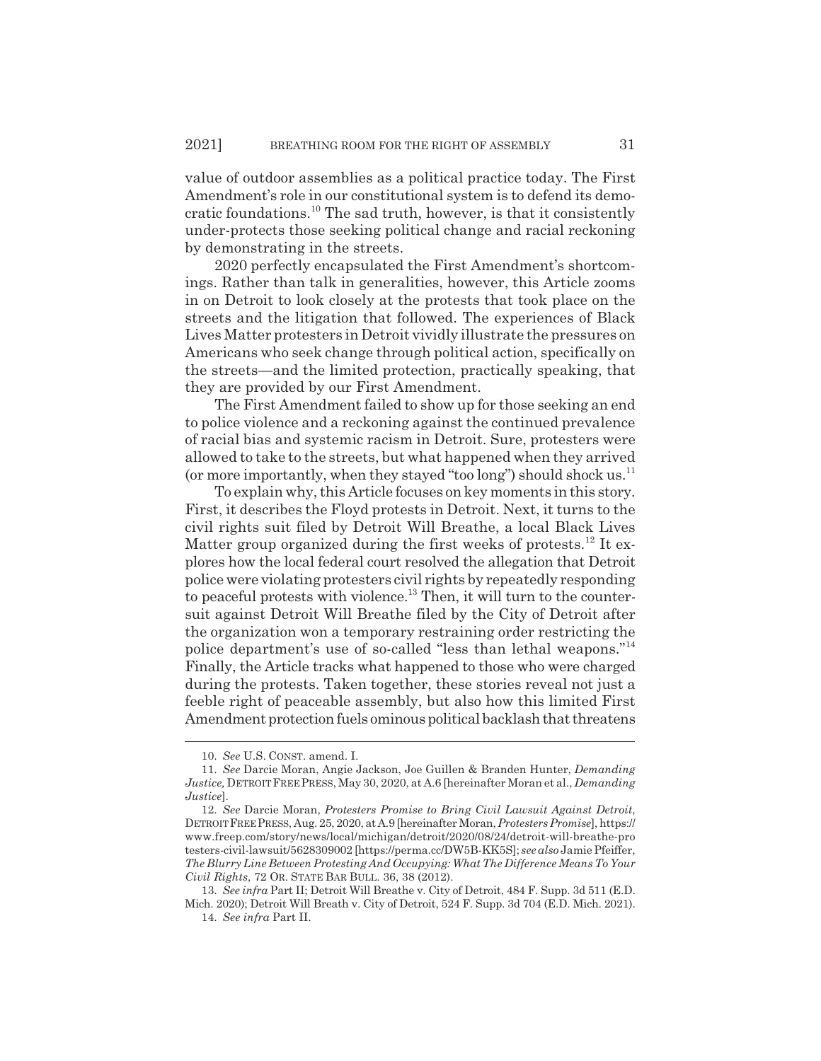value of outdoor assemblies as a political practice today. The First Amendment's role in our constitutional system is to defend its democratic foundations.[10] The sad truth, however, is that it consistently under-protects those seeking political change and racial reckoning by demonstrating in the streets.

2020 perfectly encapsulated the First Amendment's shortcomings. Rather than talk in generalities, however, this Article zooms in on Detroit to look closely at the protests that took place on the streets and the litigation that followed. The experiences of Black Lives Matter protesters in Detroit vividly illustrate the pressures on Americans who seek change through political action, specifically on the streets—and the limited protection, practically speaking, that they are provided by our First Amendment.

The First Amendment failed to show up for those seeking an end to police violence and a reckoning against the continued prevalence of racial bias and systemic racism in Detroit. Sure, protesters were allowed to take to the streets, but what happened when they arrived (or more importantly, when they stayed "too long") should shock us.[11]

To explain why, this Article focuses on key moments in this story. First, it describes the Floyd protests in Detroit. Next, it turns to the civil rights suit filed by Detroit Will Breathe, a local Black Lives Matter group organized during the first weeks of protests.[12] It explores how the local federal court resolved the allegation that Detroit police were violating protesters civil rights by repeatedly responding to peaceful protests with violence.[13] Then, it will turn to the countersuit against Detroit Will Breathe filed by the City of Detroit after the organization won a temporary restraining order restricting the police department's use of so-called "less than lethal weapons."[14] Finally, the Article tracks what happened to those who were charged during the protests. Taken together, these stories reveal not just a feeble right of peaceable assembly, but also how this limited First Amendment protection fuels ominous political backlash that threatens

---

10. *See* U.S. CONST. amend. I.

11. *See* Darcie Moran, Angie Jackson, Joe Guillen & Branden Hunter, *Demanding Justice,* DETROIT FREE PRESS, May 30, 2020, at A.6 [hereinafter Moran et al., *Demanding Justice*].

12. *See* Darcie Moran, *Protesters Promise to Bring Civil Lawsuit Against Detroit*, DETROIT FREE PRESS, Aug. 25, 2020, at A.9 [hereinafter Moran, *Protesters Promise*], https://www.freep.com/story/news/local/michigan/detroit/2020/08/24/detroit-will-breathe-protesters-civil-lawsuit/5628309002 [https://perma.cc/DW5B-KK5S]; *see also* Jamie Pfeiffer, *The Blurry Line Between Protesting And Occupying: What The Difference Means To Your Civil Rights*, 72 OR. STATE BAR BULL. 36, 38 (2012).

13. *See infra* Part II; Detroit Will Breathe v. City of Detroit, 484 F. Supp. 3d 511 (E.D. Mich. 2020); Detroit Will Breath v. City of Detroit, 524 F. Supp. 3d 704 (E.D. Mich. 2021).

14. *See infra* Part II.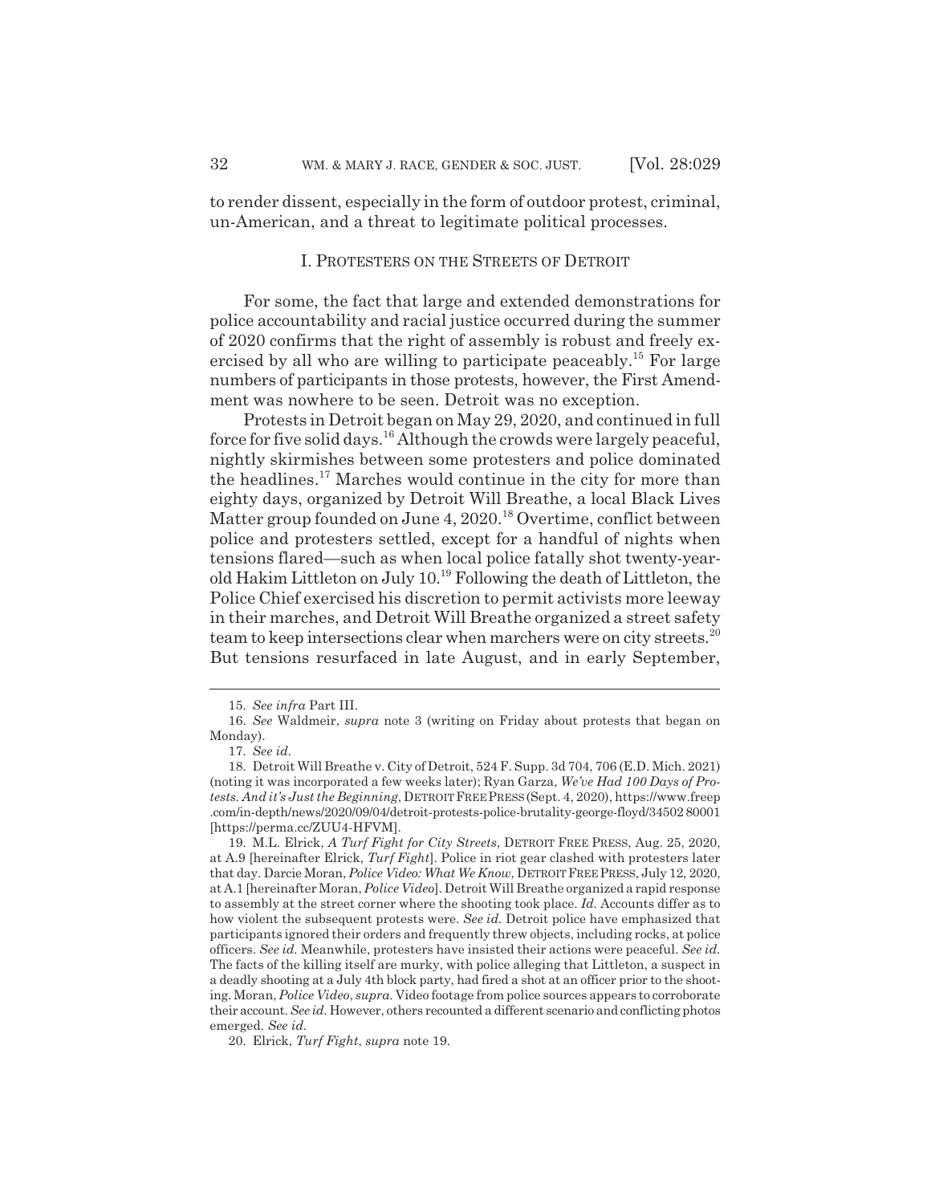to render dissent, especially in the form of outdoor protest, criminal, un-American, and a threat to legitimate political processes.

## I. PROTESTERS ON THE STREETS OF DETROIT

For some, the fact that large and extended demonstrations for police accountability and racial justice occurred during the summer of 2020 confirms that the right of assembly is robust and freely exercised by all who are willing to participate peaceably.[15] For large numbers of participants in those protests, however, the First Amendment was nowhere to be seen. Detroit was no exception.

Protests in Detroit began on May 29, 2020, and continued in full force for five solid days.[16] Although the crowds were largely peaceful, nightly skirmishes between some protesters and police dominated the headlines.[17] Marches would continue in the city for more than eighty days, organized by Detroit Will Breathe, a local Black Lives Matter group founded on June 4, 2020.[18] Overtime, conflict between police and protesters settled, except for a handful of nights when tensions flared—such as when local police fatally shot twenty-year-old Hakim Littleton on July 10.[19] Following the death of Littleton, the Police Chief exercised his discretion to permit activists more leeway in their marches, and Detroit Will Breathe organized a street safety team to keep intersections clear when marchers were on city streets.[20] But tensions resurfaced in late August, and in early September,

---

15. *See infra* Part III.

16. *See* Waldmeir, *supra* note 3 (writing on Friday about protests that began on Monday).

17. *See id.*

18. Detroit Will Breathe v. City of Detroit, 524 F. Supp. 3d 704, 706 (E.D. Mich. 2021) (noting it was incorporated a few weeks later); Ryan Garza, *We've Had 100 Days of Protests. And it's Just the Beginning*, DETROIT FREE PRESS (Sept. 4, 2020), https://www.freep.com/in-depth/news/2020/09/04/detroit-protests-police-brutality-george-floyd/3450280001 [https://perma.cc/ZUU4-HFVM].

19. M.L. Elrick, *A Turf Fight for City Streets*, DETROIT FREE PRESS, Aug. 25, 2020, at A.9 [hereinafter Elrick, *Turf Fight*]. Police in riot gear clashed with protesters later that day. Darcie Moran, *Police Video: What We Know*, DETROIT FREE PRESS, July 12, 2020, at A.1 [hereinafter Moran, *Police Video*]. Detroit Will Breathe organized a rapid response to assembly at the street corner where the shooting took place. *Id.* Accounts differ as to how violent the subsequent protests were. *See id.* Detroit police have emphasized that participants ignored their orders and frequently threw objects, including rocks, at police officers. *See id.* Meanwhile, protesters have insisted their actions were peaceful. *See id.* The facts of the killing itself are murky, with police alleging that Littleton, a suspect in a deadly shooting at a July 4th block party, had fired a shot at an officer prior to the shooting. Moran, *Police Video*, *supra*. Video footage from police sources appears to corroborate their account. *See id.* However, others recounted a different scenario and conflicting photos emerged. *See id.*

20. Elrick, *Turf Fight*, *supra* note 19.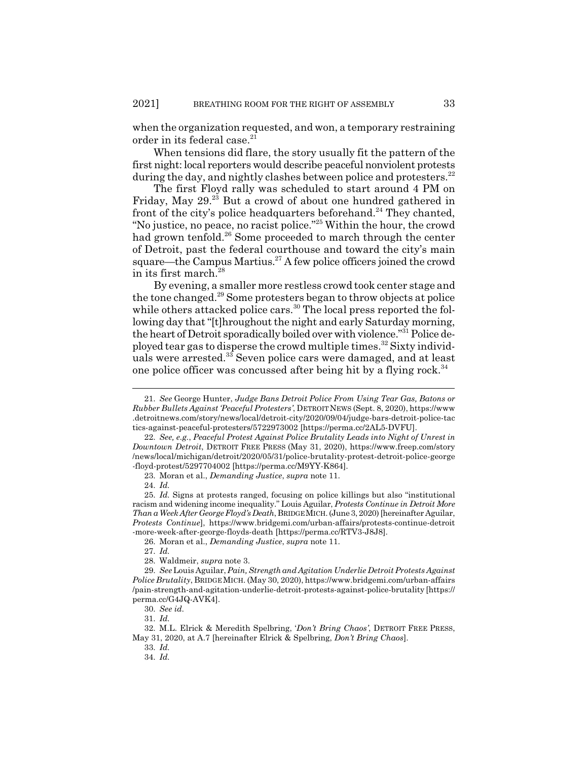when the organization requested, and won, a temporary restraining order in its federal case.[21]

When tensions did flare, the story usually fit the pattern of the first night: local reporters would describe peaceful nonviolent protests during the day, and nightly clashes between police and protesters.[22]

The first Floyd rally was scheduled to start around 4 PM on Friday, May 29.[23] But a crowd of about one hundred gathered in front of the city's police headquarters beforehand.[24] They chanted, "No justice, no peace, no racist police."[25] Within the hour, the crowd had grown tenfold.[26] Some proceeded to march through the center of Detroit, past the federal courthouse and toward the city's main square—the Campus Martius.[27] A few police officers joined the crowd in its first march.[28]

By evening, a smaller more restless crowd took center stage and the tone changed.[29] Some protesters began to throw objects at police while others attacked police cars.[30] The local press reported the following day that "[t]hroughout the night and early Saturday morning, the heart of Detroit sporadically boiled over with violence."[31] Police deployed tear gas to disperse the crowd multiple times.[32] Sixty individuals were arrested.[33] Seven police cars were damaged, and at least one police officer was concussed after being hit by a flying rock.[34]

---

21. *See* George Hunter, *Judge Bans Detroit Police From Using Tear Gas, Batons or Rubber Bullets Against 'Peaceful Protesters'*, DETROIT NEWS (Sept. 8, 2020), https://www.detroitnews.com/story/news/local/detroit-city/2020/09/04/judge-bars-detroit-police-tactics-against-peaceful-protesters/5722973002 [https://perma.cc/2AL5-DVFU].

22. *See, e.g.*, *Peaceful Protest Against Police Brutality Leads into Night of Unrest in Downtown Detroit*, DETROIT FREE PRESS (May 31, 2020), https://www.freep.com/story/news/local/michigan/detroit/2020/05/31/police-brutality-protest-detroit-police-george-floyd-protest/5297704002 [https://perma.cc/M9YY-K864].

23. Moran et al., *Demanding Justice*, *supra* note 11.

24. *Id.*

25. *Id.* Signs at protests ranged, focusing on police killings but also "institutional racism and widening income inequality." Louis Aguilar, *Protests Continue in Detroit More Than a Week After George Floyd's Death*, BRIDGE MICH. (June 3, 2020) [hereinafter Aguilar, *Protests Continue*], https://www.bridgemi.com/urban-affairs/protests-continue-detroit-more-week-after-george-floyds-death [https://perma.cc/RTV3-J8J8].

26. Moran et al., *Demanding Justice*, *supra* note 11.

27. *Id.*

28. Waldmeir, *supra* note 3.

29. *See* Louis Aguilar, *Pain, Strength and Agitation Underlie Detroit Protests Against Police Brutality*, BRIDGE MICH. (May 30, 2020), https://www.bridgemi.com/urban-affairs/pain-strength-and-agitation-underlie-detroit-protests-against-police-brutality [https://perma.cc/G4JQ-AVK4].

30. *See id.*

31. *Id.*

32. M.L. Elrick & Meredith Spelbring, '*Don't Bring Chaos*', DETROIT FREE PRESS, May 31, 2020, at A.7 [hereinafter Elrick & Spelbring, *Don't Bring Chaos*].

33. *Id.*

34. *Id.*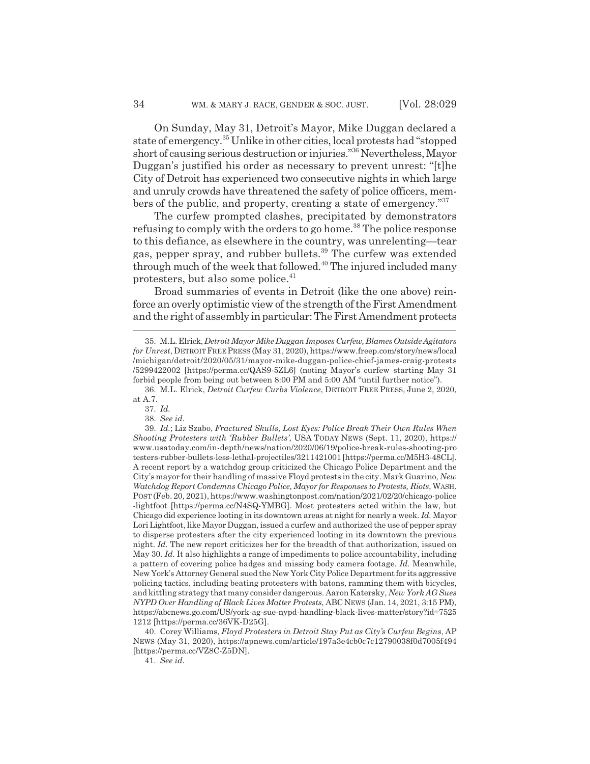On Sunday, May 31, Detroit's Mayor, Mike Duggan declared a state of emergency.[35] Unlike in other cities, local protests had "stopped short of causing serious destruction or injuries."[36] Nevertheless, Mayor Duggan's justified his order as necessary to prevent unrest: "[t]he City of Detroit has experienced two consecutive nights in which large and unruly crowds have threatened the safety of police officers, members of the public, and property, creating a state of emergency."[37]

The curfew prompted clashes, precipitated by demonstrators refusing to comply with the orders to go home.[38] The police response to this defiance, as elsewhere in the country, was unrelenting—tear gas, pepper spray, and rubber bullets.[39] The curfew was extended through much of the week that followed.[40] The injured included many protesters, but also some police.[41]

Broad summaries of events in Detroit (like the one above) reinforce an overly optimistic view of the strength of the First Amendment and the right of assembly in particular: The First Amendment protects

---

35. M.L. Elrick, *Detroit Mayor Mike Duggan Imposes Curfew, Blames Outside Agitators for Unrest*, DETROIT FREE PRESS (May 31, 2020), https://www.freep.com/story/news/local/michigan/detroit/2020/05/31/mayor-mike-duggan-police-chief-james-craig-protests/5299422002 [https://perma.cc/QAS9-5ZL6] (noting Mayor's curfew starting May 31 forbid people from being out between 8:00 PM and 5:00 AM "until further notice").

36. M.L. Elrick, *Detroit Curfew Curbs Violence*, DETROIT FREE PRESS, June 2, 2020, at A.7.

37. *Id.*

38. *See id.*

39. *Id.*; Liz Szabo, *Fractured Skulls, Lost Eyes: Police Break Their Own Rules When Shooting Protesters with 'Rubber Bullets'*, USA TODAY NEWS (Sept. 11, 2020), https://www.usatoday.com/in-depth/news/nation/2020/06/19/police-break-rules-shooting-protesters-rubber-bullets-less-lethal-projectiles/3211421001 [https://perma.cc/M5H3-48CL]. A recent report by a watchdog group criticized the Chicago Police Department and the City's mayor for their handling of massive Floyd protests in the city. Mark Guarino, *New Watchdog Report Condemns Chicago Police, Mayor for Responses to Protests, Riots*, WASH. POST (Feb. 20, 2021), https://www.washingtonpost.com/nation/2021/02/20/chicago-police-lightfoot [https://perma.cc/N4SQ-YMBG]. Most protesters acted within the law, but Chicago did experience looting in its downtown areas at night for nearly a week. *Id.* Mayor Lori Lightfoot, like Mayor Duggan, issued a curfew and authorized the use of pepper spray to disperse protesters after the city experienced looting in its downtown the previous night. *Id.* The new report criticizes her for the breadth of that authorization, issued on May 30. *Id.* It also highlights a range of impediments to police accountability, including a pattern of covering police badges and missing body camera footage. *Id.* Meanwhile, New York's Attorney General sued the New York City Police Department for its aggressive policing tactics, including beating protesters with batons, ramming them with bicycles, and kittling strategy that many consider dangerous. Aaron Katersky, *New York AG Sues NYPD Over Handling of Black Lives Matter Protests*, ABC NEWS (Jan. 14, 2021, 3:15 PM), https://abcnews.go.com/US/york-ag-sue-nypd-handling-black-lives-matter/story?id=75251212 [https://perma.cc/36VK-D25G].

40. Corey Williams, *Floyd Protesters in Detroit Stay Put as City's Curfew Begins*, AP NEWS (May 31, 2020), https://apnews.com/article/197a3e4cb0c7c12790038f0d7005f494 [https://perma.cc/VZ8C-Z5DN].

41. *See id.*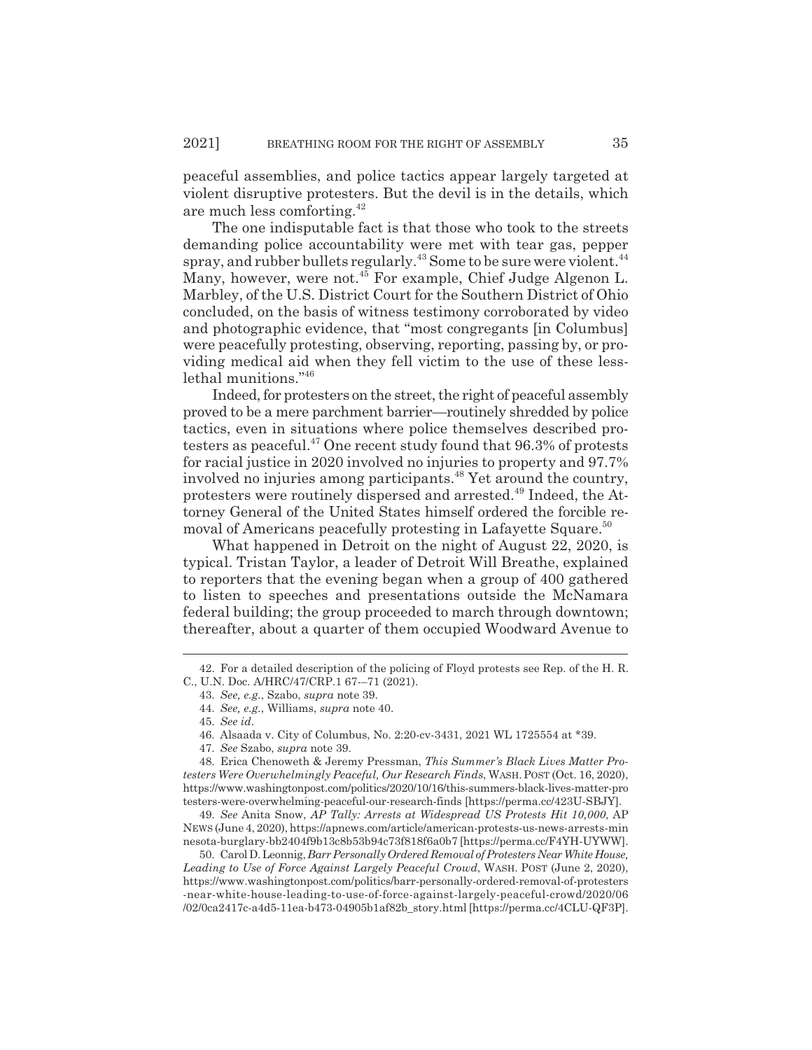peaceful assemblies, and police tactics appear largely targeted at violent disruptive protesters. But the devil is in the details, which are much less comforting.[42]

The one indisputable fact is that those who took to the streets demanding police accountability were met with tear gas, pepper spray, and rubber bullets regularly.[43] Some to be sure were violent.[44] Many, however, were not.[45] For example, Chief Judge Algenon L. Marbley, of the U.S. District Court for the Southern District of Ohio concluded, on the basis of witness testimony corroborated by video and photographic evidence, that "most congregants [in Columbus] were peacefully protesting, observing, reporting, passing by, or providing medical aid when they fell victim to the use of these less-lethal munitions."[46]

Indeed, for protesters on the street, the right of peaceful assembly proved to be a mere parchment barrier—routinely shredded by police tactics, even in situations where police themselves described protesters as peaceful.[47] One recent study found that 96.3% of protests for racial justice in 2020 involved no injuries to property and 97.7% involved no injuries among participants.[48] Yet around the country, protesters were routinely dispersed and arrested.[49] Indeed, the Attorney General of the United States himself ordered the forcible removal of Americans peacefully protesting in Lafayette Square.[50]

What happened in Detroit on the night of August 22, 2020, is typical. Tristan Taylor, a leader of Detroit Will Breathe, explained to reporters that the evening began when a group of 400 gathered to listen to speeches and presentations outside the McNamara federal building; the group proceeded to march through downtown; thereafter, about a quarter of them occupied Woodward Avenue to

---

42. For a detailed description of the policing of Floyd protests see Rep. of the H. R. C., U.N. Doc. A/HRC/47/CRP.1 67-–71 (2021).

43. *See, e.g.*, Szabo, *supra* note 39.

44. *See, e.g.*, Williams, *supra* note 40.

45. *See id.*

46. Alsaada v. City of Columbus, No. 2:20-cv-3431, 2021 WL 1725554 at *39.

47. *See* Szabo, *supra* note 39.

48. Erica Chenoweth & Jeremy Pressman, *This Summer's Black Lives Matter Protesters Were Overwhelmingly Peaceful, Our Research Finds*, WASH. POST (Oct. 16, 2020), https://www.washingtonpost.com/politics/2020/10/16/this-summers-black-lives-matter-protesters-were-overwhelming-peaceful-our-research-finds [https://perma.cc/423U-SBJY].

49. *See* Anita Snow, *AP Tally: Arrests at Widespread US Protests Hit 10,000*, AP NEWS (June 4, 2020), https://apnews.com/article/american-protests-us-news-arrests-minnesota-burglary-bb2404f9b13c8b53b94c73f818f6a0b7 [https://perma.cc/F4YH-UYWW].

50. Carol D. Leonnig, *Barr Personally Ordered Removal of Protesters Near White House, Leading to Use of Force Against Largely Peaceful Crowd*, WASH. POST (June 2, 2020), https://www.washingtonpost.com/politics/barr-personally-ordered-removal-of-protesters-near-white-house-leading-to-use-of-force-against-largely-peaceful-crowd/2020/06/02/0ca2417c-a4d5-11ea-b473-04905b1af82b_story.html [https://perma.cc/4CLU-QF3P].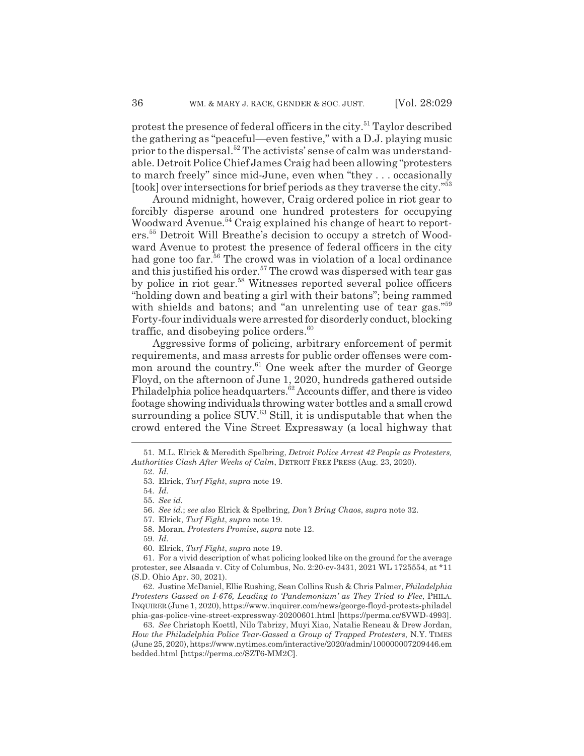protest the presence of federal officers in the city.[51] Taylor described the gathering as "peaceful—even festive," with a D.J. playing music prior to the dispersal.[52] The activists' sense of calm was understandable. Detroit Police Chief James Craig had been allowing "protesters to march freely" since mid-June, even when "they . . . occasionally [took] over intersections for brief periods as they traverse the city."[53]

Around midnight, however, Craig ordered police in riot gear to forcibly disperse around one hundred protesters for occupying Woodward Avenue.[54] Craig explained his change of heart to reporters.[55] Detroit Will Breathe's decision to occupy a stretch of Woodward Avenue to protest the presence of federal officers in the city had gone too far.[56] The crowd was in violation of a local ordinance and this justified his order.[57] The crowd was dispersed with tear gas by police in riot gear.[58] Witnesses reported several police officers "holding down and beating a girl with their batons"; being rammed with shields and batons; and "an unrelenting use of tear gas."[59] Forty-four individuals were arrested for disorderly conduct, blocking traffic, and disobeying police orders.[60]

Aggressive forms of policing, arbitrary enforcement of permit requirements, and mass arrests for public order offenses were common around the country.[61] One week after the murder of George Floyd, on the afternoon of June 1, 2020, hundreds gathered outside Philadelphia police headquarters.[62] Accounts differ, and there is video footage showing individuals throwing water bottles and a small crowd surrounding a police SUV.[63] Still, it is undisputable that when the crowd entered the Vine Street Expressway (a local highway that

---

51. M.L. Elrick & Meredith Spelbring, *Detroit Police Arrest 42 People as Protesters, Authorities Clash After Weeks of Calm*, DETROIT FREE PRESS (Aug. 23, 2020).

52. *Id.*

53. Elrick, *Turf Fight*, *supra* note 19.

54. *Id.*

55. *See id.*

56. *See id.*; *see also* Elrick & Spelbring, *Don't Bring Chaos*, *supra* note 32.

57. Elrick, *Turf Fight*, *supra* note 19.

58. Moran, *Protesters Promise*, *supra* note 12.

59. *Id.*

60. Elrick, *Turf Fight*, *supra* note 19.

61. For a vivid description of what policing looked like on the ground for the average protester, see Alsaada v. City of Columbus, No. 2:20-cv-3431, 2021 WL 1725554, at *11 (S.D. Ohio Apr. 30, 2021).

62. Justine McDaniel, Ellie Rushing, Sean Collins Rush & Chris Palmer, *Philadelphia Protesters Gassed on I-676, Leading to 'Pandemonium' as They Tried to Flee*, PHILA. INQUIRER (June 1, 2020), https://www.inquirer.com/news/george-floyd-protests-philadelphia-gas-police-vine-street-expressway-20200601.html [https://perma.cc/8VWD-4993].

63. *See* Christoph Koettl, Nilo Tabrizy, Muyi Xiao, Natalie Reneau & Drew Jordan, *How the Philadelphia Police Tear-Gassed a Group of Trapped Protesters*, N.Y. TIMES (June 25, 2020), https://www.nytimes.com/interactive/2020/admin/100000007209446.embedded.html [https://perma.cc/SZT6-MM2C].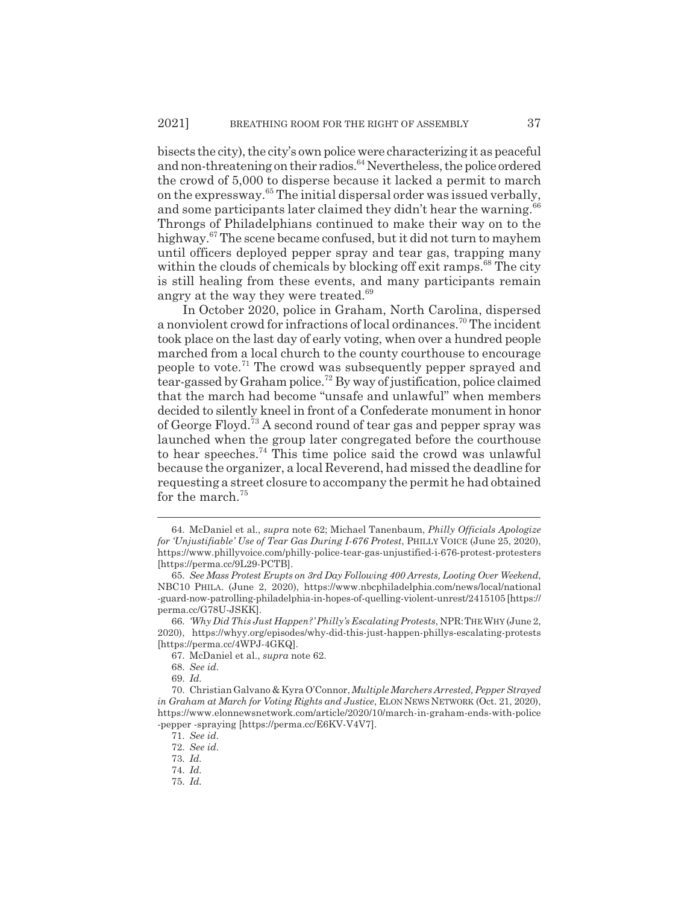bisects the city), the city's own police were characterizing it as peaceful and non-threatening on their radios.[64] Nevertheless, the police ordered the crowd of 5,000 to disperse because it lacked a permit to march on the expressway.[65] The initial dispersal order was issued verbally, and some participants later claimed they didn't hear the warning.[66] Throngs of Philadelphians continued to make their way on to the highway.[67] The scene became confused, but it did not turn to mayhem until officers deployed pepper spray and tear gas, trapping many within the clouds of chemicals by blocking off exit ramps.[68] The city is still healing from these events, and many participants remain angry at the way they were treated.[69]

In October 2020, police in Graham, North Carolina, dispersed a nonviolent crowd for infractions of local ordinances.[70] The incident took place on the last day of early voting, when over a hundred people marched from a local church to the county courthouse to encourage people to vote.[71] The crowd was subsequently pepper sprayed and tear-gassed by Graham police.[72] By way of justification, police claimed that the march had become "unsafe and unlawful" when members decided to silently kneel in front of a Confederate monument in honor of George Floyd.[73] A second round of tear gas and pepper spray was launched when the group later congregated before the courthouse to hear speeches.[74] This time police said the crowd was unlawful because the organizer, a local Reverend, had missed the deadline for requesting a street closure to accompany the permit he had obtained for the march.[75]

---

64. McDaniel et al., *supra* note 62; Michael Tanenbaum, *Philly Officials Apologize for 'Unjustifiable' Use of Tear Gas During I-676 Protest*, PHILLY VOICE (June 25, 2020), https://www.phillyvoice.com/philly-police-tear-gas-unjustified-i-676-protest-protesters [https://perma.cc/9L29-PCTB].

65. *See Mass Protest Erupts on 3rd Day Following 400 Arrests, Looting Over Weekend*, NBC10 PHILA. (June 2, 2020), https://www.nbcphiladelphia.com/news/local/national-guard-now-patrolling-philadelphia-in-hopes-of-quelling-violent-unrest/2415105 [https://perma.cc/G78U-JSKK].

66. *'Why Did This Just Happen?' Philly's Escalating Protests*, NPR: THE WHY (June 2, 2020), https://whyy.org/episodes/why-did-this-just-happen-phillys-escalating-protests [https://perma.cc/4WPJ-4GKQ].

67. McDaniel et al., *supra* note 62.

68. *See id.*

69. *Id.*

70. Christian Galvano & Kyra O'Connor, *Multiple Marchers Arrested, Pepper Strayed in Graham at March for Voting Rights and Justice*, ELON NEWS NETWORK (Oct. 21, 2020), https://www.elonnewsnetwork.com/article/2020/10/march-in-graham-ends-with-police-pepper -spraying [https://perma.cc/E6KV-V4V7].

71. *See id.*

72. *See id.*

73. *Id.*

74. *Id.*

75. *Id.*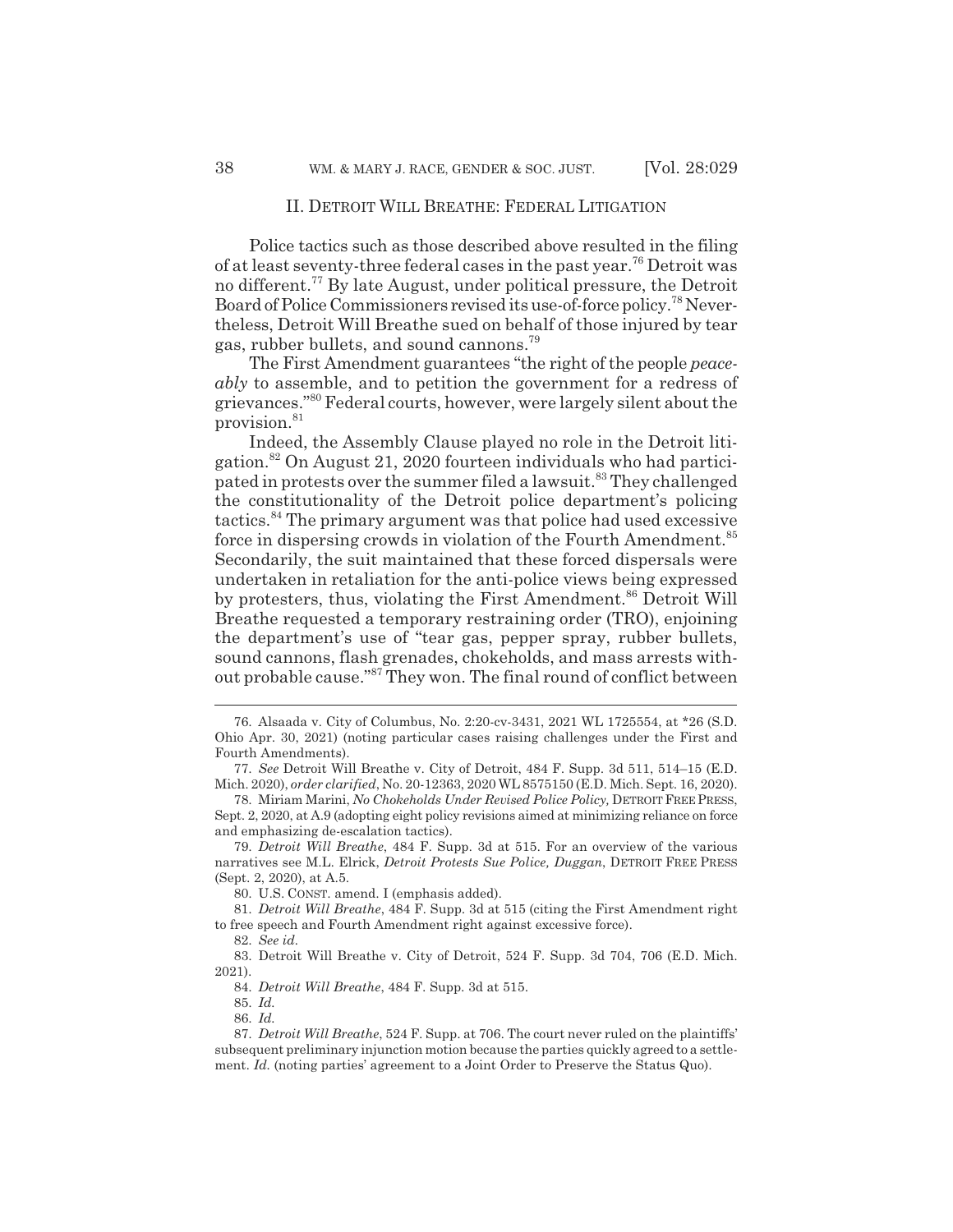## II. DETROIT WILL BREATHE: FEDERAL LITIGATION

Police tactics such as those described above resulted in the filing of at least seventy-three federal cases in the past year.[76] Detroit was no different.[77] By late August, under political pressure, the Detroit Board of Police Commissioners revised its use-of-force policy.[78] Nevertheless, Detroit Will Breathe sued on behalf of those injured by tear gas, rubber bullets, and sound cannons.[79]

The First Amendment guarantees "the right of the people *peaceably* to assemble, and to petition the government for a redress of grievances."[80] Federal courts, however, were largely silent about the provision.[81]

Indeed, the Assembly Clause played no role in the Detroit litigation.[82] On August 21, 2020 fourteen individuals who had participated in protests over the summer filed a lawsuit.[83] They challenged the constitutionality of the Detroit police department's policing tactics.[84] The primary argument was that police had used excessive force in dispersing crowds in violation of the Fourth Amendment.[85] Secondarily, the suit maintained that these forced dispersals were undertaken in retaliation for the anti-police views being expressed by protesters, thus, violating the First Amendment.[86] Detroit Will Breathe requested a temporary restraining order (TRO), enjoining the department's use of "tear gas, pepper spray, rubber bullets, sound cannons, flash grenades, chokeholds, and mass arrests without probable cause."[87] They won. The final round of conflict between

---

76. Alsaada v. City of Columbus, No. 2:20-cv-3431, 2021 WL 1725554, at *26 (S.D. Ohio Apr. 30, 2021) (noting particular cases raising challenges under the First and Fourth Amendments).

77. *See* Detroit Will Breathe v. City of Detroit, 484 F. Supp. 3d 511, 514–15 (E.D. Mich. 2020), *order clarified*, No. 20-12363, 2020 WL 8575150 (E.D. Mich. Sept. 16, 2020).

78. Miriam Marini, *No Chokeholds Under Revised Police Policy,* DETROIT FREE PRESS, Sept. 2, 2020, at A.9 (adopting eight policy revisions aimed at minimizing reliance on force and emphasizing de-escalation tactics).

79. *Detroit Will Breathe*, 484 F. Supp. 3d at 515. For an overview of the various narratives see M.L. Elrick, *Detroit Protests Sue Police, Duggan*, DETROIT FREE PRESS (Sept. 2, 2020), at A.5.

80. U.S. CONST. amend. I (emphasis added).

81. *Detroit Will Breathe*, 484 F. Supp. 3d at 515 (citing the First Amendment right to free speech and Fourth Amendment right against excessive force).

82. *See id.*

83. Detroit Will Breathe v. City of Detroit, 524 F. Supp. 3d 704, 706 (E.D. Mich. 2021).

84. *Detroit Will Breathe*, 484 F. Supp. 3d at 515.

85. *Id.*

86. *Id.*

87. *Detroit Will Breathe*, 524 F. Supp. at 706. The court never ruled on the plaintiffs' subsequent preliminary injunction motion because the parties quickly agreed to a settlement. *Id.* (noting parties' agreement to a Joint Order to Preserve the Status Quo).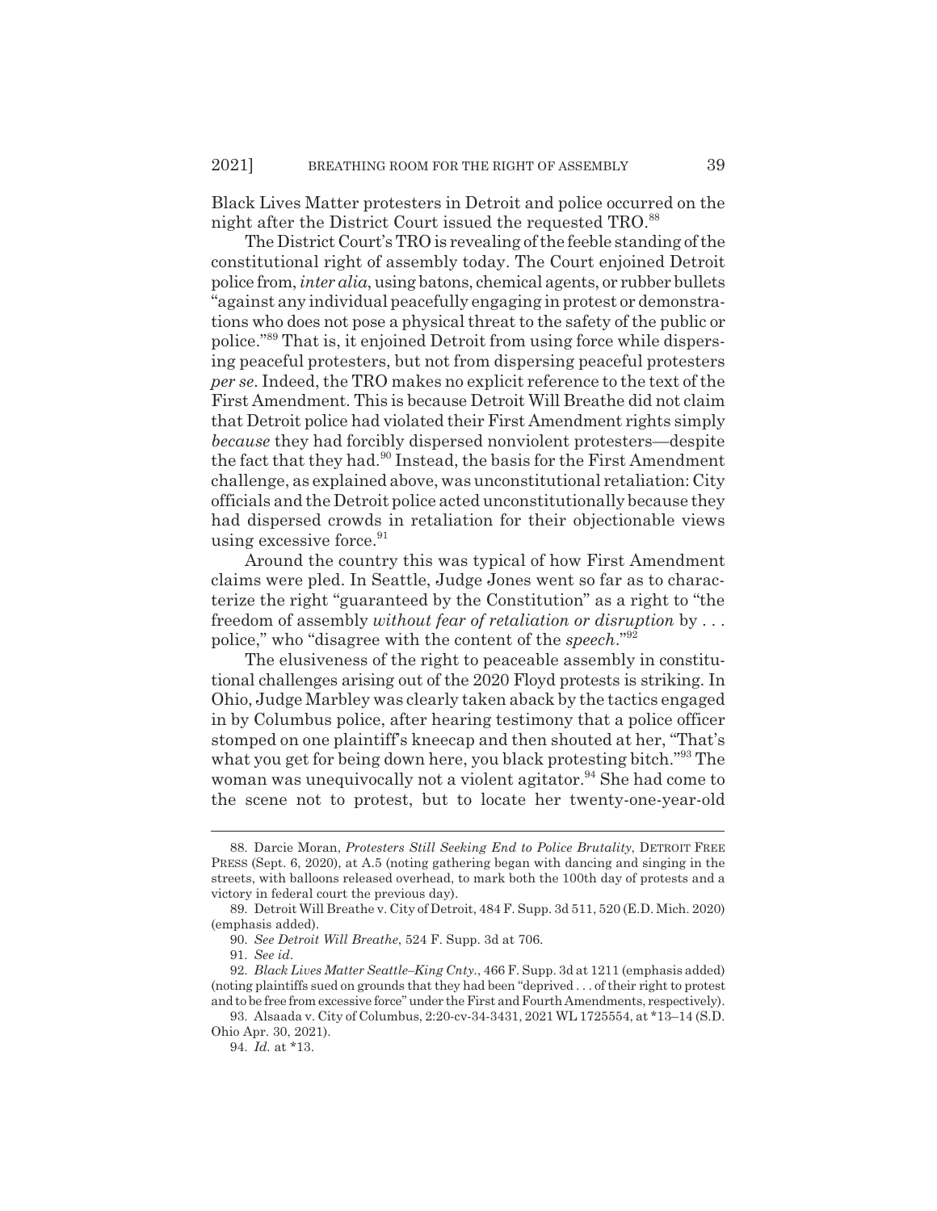Black Lives Matter protesters in Detroit and police occurred on the night after the District Court issued the requested TRO.[88]

The District Court's TRO is revealing of the feeble standing of the constitutional right of assembly today. The Court enjoined Detroit police from, *inter alia*, using batons, chemical agents, or rubber bullets "against any individual peacefully engaging in protest or demonstrations who does not pose a physical threat to the safety of the public or police."[89] That is, it enjoined Detroit from using force while dispersing peaceful protesters, but not from dispersing peaceful protesters *per se*. Indeed, the TRO makes no explicit reference to the text of the First Amendment. This is because Detroit Will Breathe did not claim that Detroit police had violated their First Amendment rights simply *because* they had forcibly dispersed nonviolent protesters—despite the fact that they had.[90] Instead, the basis for the First Amendment challenge, as explained above, was unconstitutional retaliation: City officials and the Detroit police acted unconstitutionally because they had dispersed crowds in retaliation for their objectionable views using excessive force.[91]

Around the country this was typical of how First Amendment claims were pled. In Seattle, Judge Jones went so far as to characterize the right "guaranteed by the Constitution" as a right to "the freedom of assembly *without fear of retaliation or disruption* by . . . police," who "disagree with the content of the *speech*."[92]

The elusiveness of the right to peaceable assembly in constitutional challenges arising out of the 2020 Floyd protests is striking. In Ohio, Judge Marbley was clearly taken aback by the tactics engaged in by Columbus police, after hearing testimony that a police officer stomped on one plaintiff's kneecap and then shouted at her, "That's what you get for being down here, you black protesting bitch."[93] The woman was unequivocally not a violent agitator.[94] She had come to the scene not to protest, but to locate her twenty-one-year-old

---

88. Darcie Moran, *Protesters Still Seeking End to Police Brutality*, DETROIT FREE PRESS (Sept. 6, 2020), at A.5 (noting gathering began with dancing and singing in the streets, with balloons released overhead, to mark both the 100th day of protests and a victory in federal court the previous day).

89. Detroit Will Breathe v. City of Detroit, 484 F. Supp. 3d 511, 520 (E.D. Mich. 2020) (emphasis added).

90. *See Detroit Will Breathe*, 524 F. Supp. 3d at 706.

91. *See id.*

92. *Black Lives Matter Seattle–King Cnty.*, 466 F. Supp. 3d at 1211 (emphasis added) (noting plaintiffs sued on grounds that they had been "deprived . . . of their right to protest and to be free from excessive force" under the First and Fourth Amendments, respectively).

93. Alsaada v. City of Columbus, 2:20-cv-34-3431, 2021 WL 1725554, at *13–14 (S.D. Ohio Apr. 30, 2021).

94. *Id.* at *13.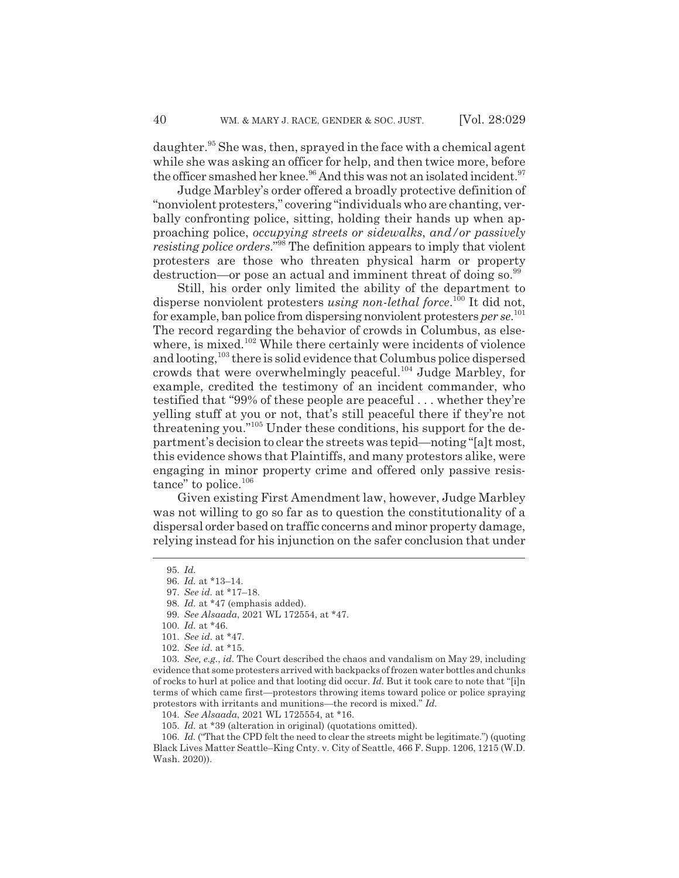daughter.[95] She was, then, sprayed in the face with a chemical agent while she was asking an officer for help, and then twice more, before the officer smashed her knee.[96] And this was not an isolated incident.[97]

Judge Marbley's order offered a broadly protective definition of "nonviolent protesters," covering "individuals who are chanting, verbally confronting police, sitting, holding their hands up when approaching police, *occupying streets or sidewalks, and/or passively resisting police orders*."[98] The definition appears to imply that violent protesters are those who threaten physical harm or property destruction—or pose an actual and imminent threat of doing so.[99]

Still, his order only limited the ability of the department to disperse nonviolent protesters *using non-lethal force*.[100] It did not, for example, ban police from dispersing nonviolent protesters *per se*.[101] The record regarding the behavior of crowds in Columbus, as elsewhere, is mixed.[102] While there certainly were incidents of violence and looting,[103] there is solid evidence that Columbus police dispersed crowds that were overwhelmingly peaceful.[104] Judge Marbley, for example, credited the testimony of an incident commander, who testified that "99% of these people are peaceful . . . whether they're yelling stuff at you or not, that's still peaceful there if they're not threatening you."[105] Under these conditions, his support for the department's decision to clear the streets was tepid—noting "[a]t most, this evidence shows that Plaintiffs, and many protestors alike, were engaging in minor property crime and offered only passive resistance" to police.[106]

Given existing First Amendment law, however, Judge Marbley was not willing to go so far as to question the constitutionality of a dispersal order based on traffic concerns and minor property damage, relying instead for his injunction on the safer conclusion that under

---

95. *Id.*

96. *Id.* at *13–14.

97. *See id.* at *17–18.

98. *Id.* at *47 (emphasis added).

99. *See Alsaada*, 2021 WL 172554, at *47.

100. *Id.* at *46.

101. *See id.* at *47.

102. *See id.* at *15.

103. *See, e.g.*, *id.* The Court described the chaos and vandalism on May 29, including evidence that some protesters arrived with backpacks of frozen water bottles and chunks of rocks to hurl at police and that looting did occur. *Id.* But it took care to note that "[i]n terms of which came first—protestors throwing items toward police or police spraying protestors with irritants and munitions—the record is mixed." *Id.*

104. *See Alsaada*, 2021 WL 1725554, at *16.

105. *Id.* at *39 (alteration in original) (quotations omitted).

106. *Id.* ("That the CPD felt the need to clear the streets might be legitimate.") (quoting Black Lives Matter Seattle–King Cnty. v. City of Seattle, 466 F. Supp. 1206, 1215 (W.D. Wash. 2020)).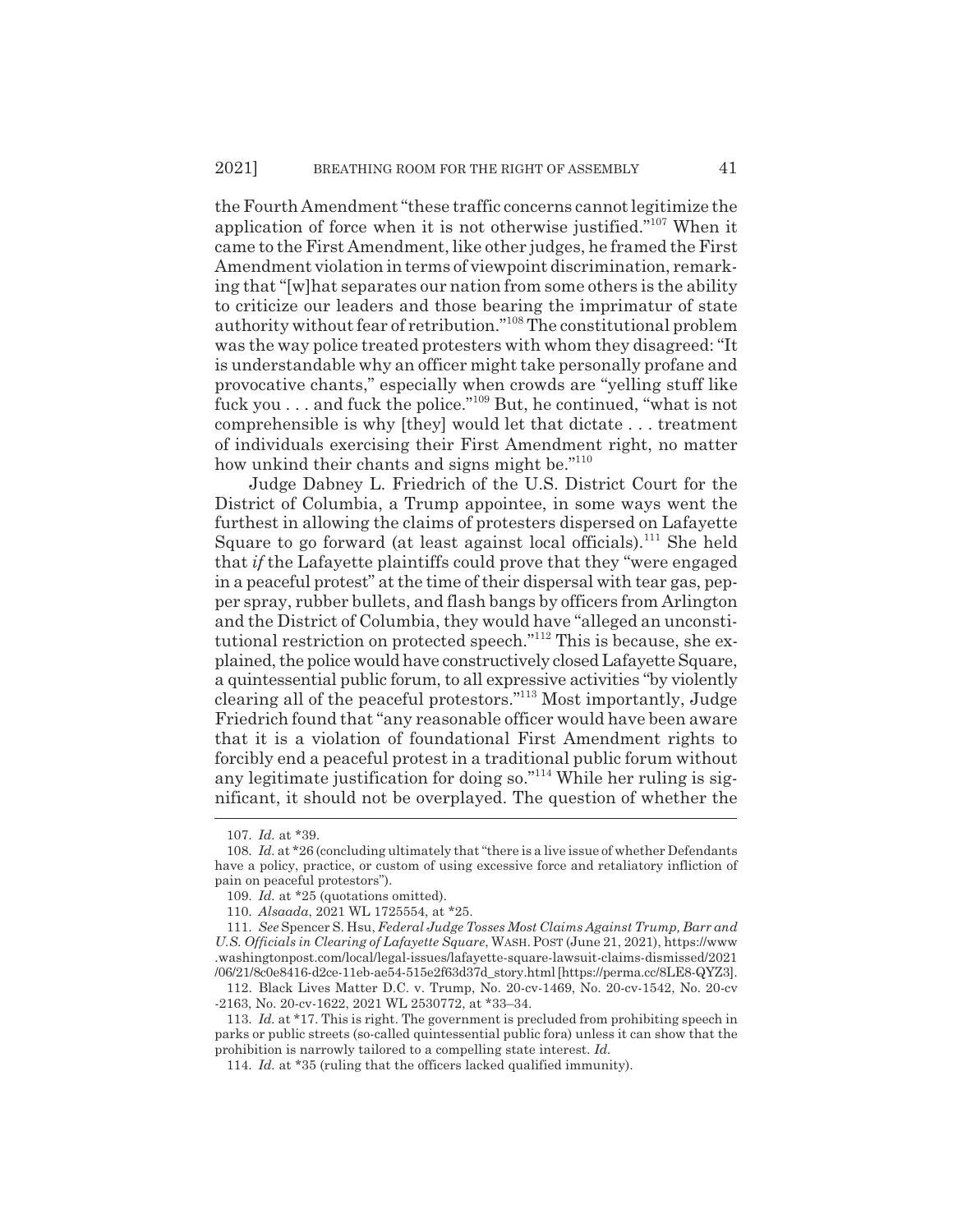the Fourth Amendment "these traffic concerns cannot legitimize the application of force when it is not otherwise justified."[107] When it came to the First Amendment, like other judges, he framed the First Amendment violation in terms of viewpoint discrimination, remarking that "[w]hat separates our nation from some others is the ability to criticize our leaders and those bearing the imprimatur of state authority without fear of retribution."[108] The constitutional problem was the way police treated protesters with whom they disagreed: "It is understandable why an officer might take personally profane and provocative chants," especially when crowds are "yelling stuff like fuck you . . . and fuck the police."[109] But, he continued, "what is not comprehensible is why [they] would let that dictate . . . treatment of individuals exercising their First Amendment right, no matter how unkind their chants and signs might be."[110]

Judge Dabney L. Friedrich of the U.S. District Court for the District of Columbia, a Trump appointee, in some ways went the furthest in allowing the claims of protesters dispersed on Lafayette Square to go forward (at least against local officials).[111] She held that *if* the Lafayette plaintiffs could prove that they "were engaged in a peaceful protest" at the time of their dispersal with tear gas, pepper spray, rubber bullets, and flash bangs by officers from Arlington and the District of Columbia, they would have "alleged an unconstitutional restriction on protected speech."[112] This is because, she explained, the police would have constructively closed Lafayette Square, a quintessential public forum, to all expressive activities "by violently clearing all of the peaceful protestors."[113] Most importantly, Judge Friedrich found that "any reasonable officer would have been aware that it is a violation of foundational First Amendment rights to forcibly end a peaceful protest in a traditional public forum without any legitimate justification for doing so."[114] While her ruling is significant, it should not be overplayed. The question of whether the

---

107. *Id.* at *39.

108. *Id.* at *26 (concluding ultimately that "there is a live issue of whether Defendants have a policy, practice, or custom of using excessive force and retaliatory infliction of pain on peaceful protestors").

109. *Id.* at *25 (quotations omitted).

110. *Alsaada*, 2021 WL 1725554, at *25.

111. *See* Spencer S. Hsu, *Federal Judge Tosses Most Claims Against Trump, Barr and U.S. Officials in Clearing of Lafayette Square*, WASH. POST (June 21, 2021), https://www.washingtonpost.com/local/legal-issues/lafayette-square-lawsuit-claims-dismissed/2021/06/21/8c0e8416-d2ce-11eb-ae54-515e2f63d37d_story.html [https://perma.cc/8LE8-QYZ3].

112. Black Lives Matter D.C. v. Trump, No. 20-cv-1469, No. 20-cv-1542, No. 20-cv-2163, No. 20-cv-1622, 2021 WL 2530772, at *33–34.

113. *Id.* at *17. This is right. The government is precluded from prohibiting speech in parks or public streets (so-called quintessential public fora) unless it can show that the prohibition is narrowly tailored to a compelling state interest. *Id.*

114. *Id.* at *35 (ruling that the officers lacked qualified immunity).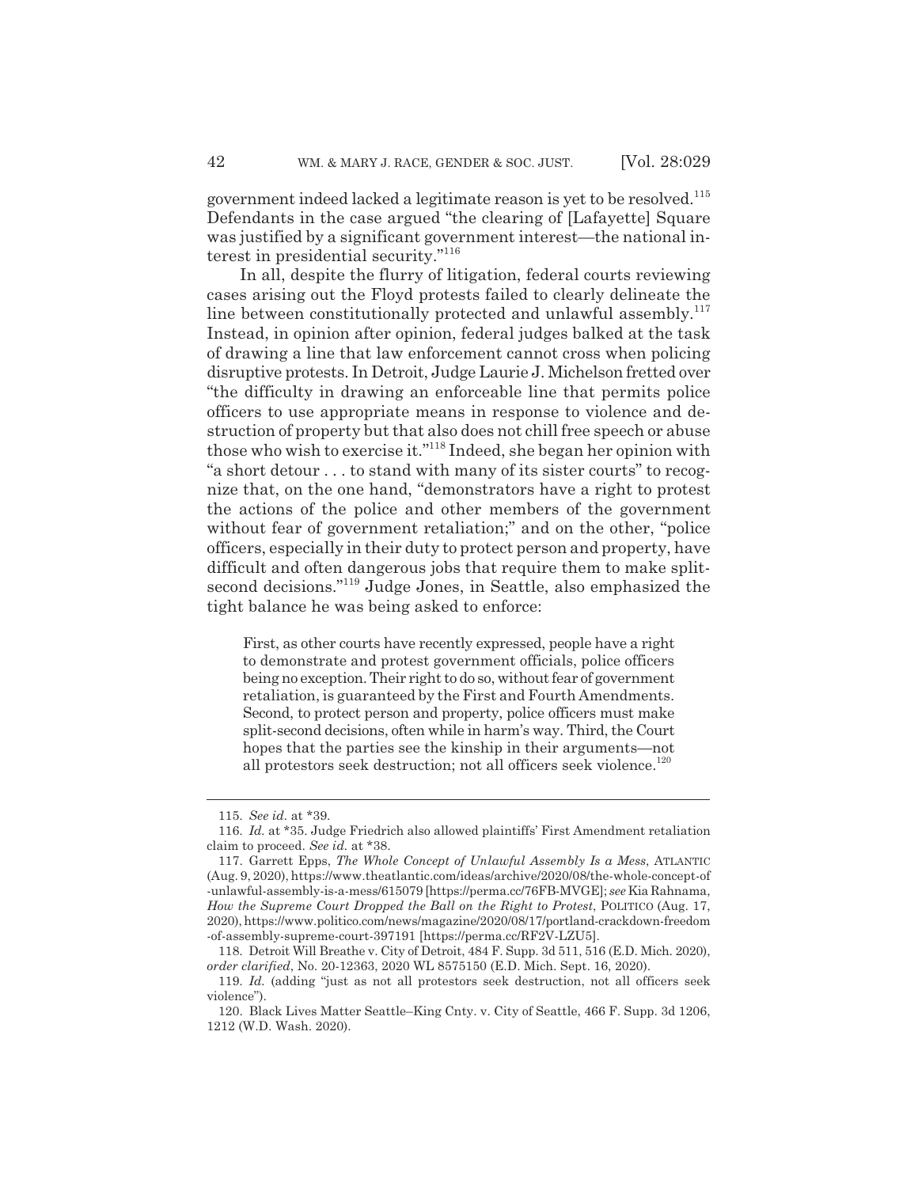government indeed lacked a legitimate reason is yet to be resolved.[115] Defendants in the case argued "the clearing of [Lafayette] Square was justified by a significant government interest—the national interest in presidential security."[116]

In all, despite the flurry of litigation, federal courts reviewing cases arising out the Floyd protests failed to clearly delineate the line between constitutionally protected and unlawful assembly.[117] Instead, in opinion after opinion, federal judges balked at the task of drawing a line that law enforcement cannot cross when policing disruptive protests. In Detroit, Judge Laurie J. Michelson fretted over "the difficulty in drawing an enforceable line that permits police officers to use appropriate means in response to violence and destruction of property but that also does not chill free speech or abuse those who wish to exercise it."[118] Indeed, she began her opinion with "a short detour . . . to stand with many of its sister courts" to recognize that, on the one hand, "demonstrators have a right to protest the actions of the police and other members of the government without fear of government retaliation;" and on the other, "police officers, especially in their duty to protect person and property, have difficult and often dangerous jobs that require them to make split-second decisions."[119] Judge Jones, in Seattle, also emphasized the tight balance he was being asked to enforce:

> First, as other courts have recently expressed, people have a right to demonstrate and protest government officials, police officers being no exception. Their right to do so, without fear of government retaliation, is guaranteed by the First and Fourth Amendments. Second, to protect person and property, police officers must make split-second decisions, often while in harm's way. Third, the Court hopes that the parties see the kinship in their arguments—not all protestors seek destruction; not all officers seek violence.[120]

---

115. *See id.* at *39.

116. *Id.* at *35. Judge Friedrich also allowed plaintiffs' First Amendment retaliation claim to proceed. *See id.* at *38.

117. Garrett Epps, *The Whole Concept of Unlawful Assembly Is a Mess*, ATLANTIC (Aug. 9, 2020), https://www.theatlantic.com/ideas/archive/2020/08/the-whole-concept-of-unlawful-assembly-is-a-mess/615079 [https://perma.cc/76FB-MVGE]; *see* Kia Rahnama, *How the Supreme Court Dropped the Ball on the Right to Protest*, POLITICO (Aug. 17, 2020), https://www.politico.com/news/magazine/2020/08/17/portland-crackdown-freedom-of-assembly-supreme-court-397191 [https://perma.cc/RF2V-LZU5].

118. Detroit Will Breathe v. City of Detroit, 484 F. Supp. 3d 511, 516 (E.D. Mich. 2020), *order clarified*, No. 20-12363, 2020 WL 8575150 (E.D. Mich. Sept. 16, 2020).

119. *Id.* (adding "just as not all protestors seek destruction, not all officers seek violence").

120. Black Lives Matter Seattle–King Cnty. v. City of Seattle, 466 F. Supp. 3d 1206, 1212 (W.D. Wash. 2020).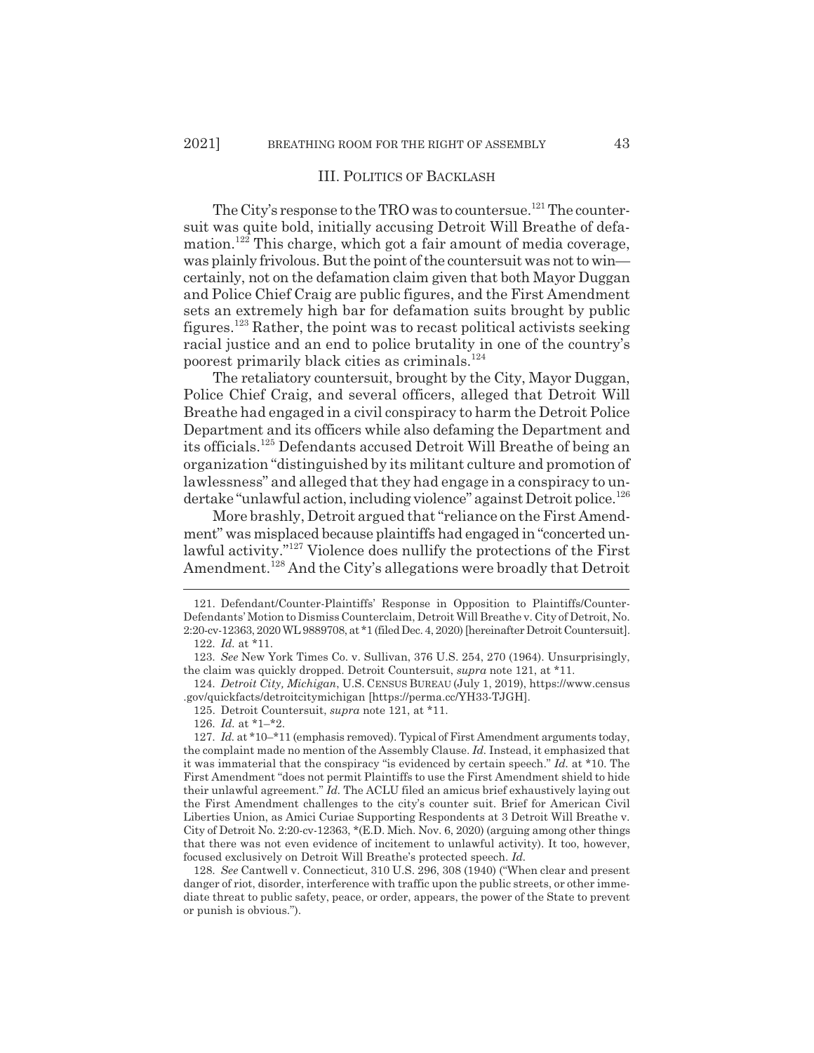## III. POLITICS OF BACKLASH

The City's response to the TRO was to countersue.[121] The countersuit was quite bold, initially accusing Detroit Will Breathe of defamation.[122] This charge, which got a fair amount of media coverage, was plainly frivolous. But the point of the countersuit was not to win—certainly, not on the defamation claim given that both Mayor Duggan and Police Chief Craig are public figures, and the First Amendment sets an extremely high bar for defamation suits brought by public figures.[123] Rather, the point was to recast political activists seeking racial justice and an end to police brutality in one of the country's poorest primarily black cities as criminals.[124]

The retaliatory countersuit, brought by the City, Mayor Duggan, Police Chief Craig, and several officers, alleged that Detroit Will Breathe had engaged in a civil conspiracy to harm the Detroit Police Department and its officers while also defaming the Department and its officials.[125] Defendants accused Detroit Will Breathe of being an organization "distinguished by its militant culture and promotion of lawlessness" and alleged that they had engage in a conspiracy to undertake "unlawful action, including violence" against Detroit police.[126]

More brashly, Detroit argued that "reliance on the First Amendment" was misplaced because plaintiffs had engaged in "concerted unlawful activity."[127] Violence does nullify the protections of the First Amendment.[128] And the City's allegations were broadly that Detroit

---

121. Defendant/Counter-Plaintiffs' Response in Opposition to Plaintiffs/Counter-Defendants' Motion to Dismiss Counterclaim, Detroit Will Breathe v. City of Detroit, No. 2:20-cv-12363, 2020 WL 9889708, at *1 (filed Dec. 4, 2020) [hereinafter Detroit Countersuit].

122. *Id.* at *11.

123. *See* New York Times Co. v. Sullivan, 376 U.S. 254, 270 (1964). Unsurprisingly, the claim was quickly dropped. Detroit Countersuit, *supra* note 121, at *11.

124. *Detroit City, Michigan*, U.S. CENSUS BUREAU (July 1, 2019), https://www.census.gov/quickfacts/detroitcitymichigan [https://perma.cc/YH33-TJGH].

125. Detroit Countersuit, *supra* note 121, at *11.

126. *Id.* at *1–*2.

127. *Id.* at *10–*11 (emphasis removed). Typical of First Amendment arguments today, the complaint made no mention of the Assembly Clause. *Id.* Instead, it emphasized that it was immaterial that the conspiracy "is evidenced by certain speech." *Id.* at *10. The First Amendment "does not permit Plaintiffs to use the First Amendment shield to hide their unlawful agreement." *Id.* The ACLU filed an amicus brief exhaustively laying out the First Amendment challenges to the city's counter suit. Brief for American Civil Liberties Union, as Amici Curiae Supporting Respondents at 3 Detroit Will Breathe v. City of Detroit No. 2:20-cv-12363, *(E.D. Mich. Nov. 6, 2020) (arguing among other things that there was not even evidence of incitement to unlawful activity). It too, however, focused exclusively on Detroit Will Breathe's protected speech. *Id.*

128. *See* Cantwell v. Connecticut, 310 U.S. 296, 308 (1940) ("When clear and present danger of riot, disorder, interference with traffic upon the public streets, or other immediate threat to public safety, peace, or order, appears, the power of the State to prevent or punish is obvious.").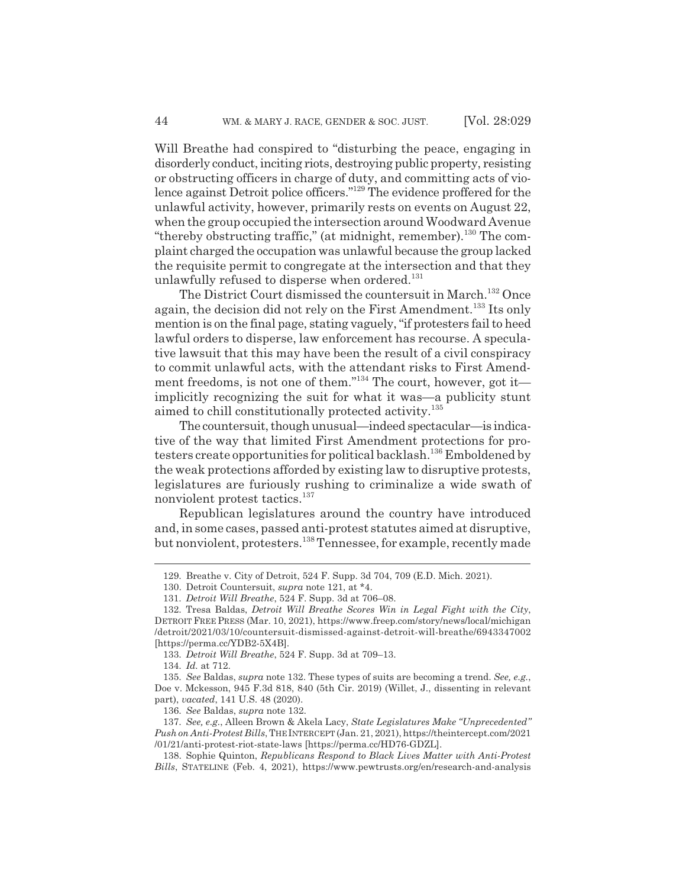Will Breathe had conspired to "disturbing the peace, engaging in disorderly conduct, inciting riots, destroying public property, resisting or obstructing officers in charge of duty, and committing acts of violence against Detroit police officers."[129] The evidence proffered for the unlawful activity, however, primarily rests on events on August 22, when the group occupied the intersection around Woodward Avenue "thereby obstructing traffic," (at midnight, remember).[130] The complaint charged the occupation was unlawful because the group lacked the requisite permit to congregate at the intersection and that they unlawfully refused to disperse when ordered.[131]

The District Court dismissed the countersuit in March.[132] Once again, the decision did not rely on the First Amendment.[133] Its only mention is on the final page, stating vaguely, "if protesters fail to heed lawful orders to disperse, law enforcement has recourse. A speculative lawsuit that this may have been the result of a civil conspiracy to commit unlawful acts, with the attendant risks to First Amendment freedoms, is not one of them."[134] The court, however, got it—implicitly recognizing the suit for what it was—a publicity stunt aimed to chill constitutionally protected activity.[135]

The countersuit, though unusual—indeed spectacular—is indicative of the way that limited First Amendment protections for protesters create opportunities for political backlash.[136] Emboldened by the weak protections afforded by existing law to disruptive protests, legislatures are furiously rushing to criminalize a wide swath of nonviolent protest tactics.[137]

Republican legislatures around the country have introduced and, in some cases, passed anti-protest statutes aimed at disruptive, but nonviolent, protesters.[138] Tennessee, for example, recently made

---

129. Breathe v. City of Detroit, 524 F. Supp. 3d 704, 709 (E.D. Mich. 2021).

130. Detroit Countersuit, *supra* note 121, at \*4.

131. *Detroit Will Breathe*, 524 F. Supp. 3d at 706–08.

132. Tresa Baldas, *Detroit Will Breathe Scores Win in Legal Fight with the City*, DETROIT FREE PRESS (Mar. 10, 2021), https://www.freep.com/story/news/local/michigan/detroit/2021/03/10/countersuit-dismissed-against-detroit-will-breathe/6943347002 [https://perma.cc/YDB2-5X4B].

133. *Detroit Will Breathe*, 524 F. Supp. 3d at 709–13.

134. *Id.* at 712.

135. *See* Baldas, *supra* note 132. These types of suits are becoming a trend. *See, e.g.*, Doe v. Mckesson, 945 F.3d 818, 840 (5th Cir. 2019) (Willet, J., dissenting in relevant part), *vacated*, 141 U.S. 48 (2020).

136. *See* Baldas, *supra* note 132.

137. *See, e.g.*, Alleen Brown & Akela Lacy, *State Legislatures Make "Unprecedented" Push on Anti-Protest Bills*, THE INTERCEPT (Jan. 21, 2021), https://theintercept.com/2021/01/21/anti-protest-riot-state-laws [https://perma.cc/HD76-GDZL].

138. Sophie Quinton, *Republicans Respond to Black Lives Matter with Anti-Protest Bills*, STATELINE (Feb. 4, 2021), https://www.pewtrusts.org/en/research-and-analysis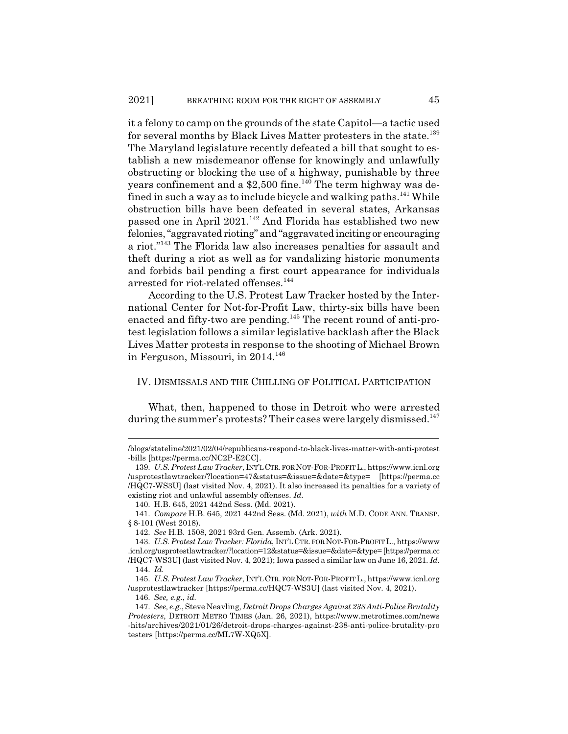it a felony to camp on the grounds of the state Capitol—a tactic used for several months by Black Lives Matter protesters in the state.[139] The Maryland legislature recently defeated a bill that sought to establish a new misdemeanor offense for knowingly and unlawfully obstructing or blocking the use of a highway, punishable by three years confinement and a $2,500 fine.[140] The term highway was defined in such a way as to include bicycle and walking paths.[141] While obstruction bills have been defeated in several states, Arkansas passed one in April 2021.[142] And Florida has established two new felonies, "aggravated rioting" and "aggravated inciting or encouraging a riot."[143] The Florida law also increases penalties for assault and theft during a riot as well as for vandalizing historic monuments and forbids bail pending a first court appearance for individuals arrested for riot-related offenses.[144]

According to the U.S. Protest Law Tracker hosted by the International Center for Not-for-Profit Law, thirty-six bills have been enacted and fifty-two are pending.[145] The recent round of anti-protest legislation follows a similar legislative backlash after the Black Lives Matter protests in response to the shooting of Michael Brown in Ferguson, Missouri, in 2014.[146]

## IV. DISMISSALS AND THE CHILLING OF POLITICAL PARTICIPATION

What, then, happened to those in Detroit who were arrested during the summer's protests? Their cases were largely dismissed.[147]

---

/blogs/stateline/2021/02/04/republicans-respond-to-black-lives-matter-with-anti-protest-bills [https://perma.cc/NC2P-E2CC].

139. *U.S. Protest Law Tracker*, INT'L CTR. FOR NOT-FOR-PROFIT L., https://www.icnl.org/usprotestlawtracker/?location=47&status=&issue=&date=&type= [https://perma.cc/HQC7-WS3U] (last visited Nov. 4, 2021). It also increased its penalties for a variety of existing riot and unlawful assembly offenses. *Id.*

140. H.B. 645, 2021 442nd Sess. (Md. 2021).

141. *Compare* H.B. 645, 2021 442nd Sess. (Md. 2021), *with* M.D. CODE ANN. TRANSP. § 8-101 (West 2018).

142. *See* H.B. 1508, 2021 93rd Gen. Assemb. (Ark. 2021).

143. *U.S. Protest Law Tracker: Florida*, INT'L CTR. FOR NOT-FOR-PROFIT L., https://www.icnl.org/usprotestlawtracker/?location=12&status=&issue=&date=&type= [https://perma.cc/HQC7-WS3U] (last visited Nov. 4, 2021); Iowa passed a similar law on June 16, 2021. *Id.*

144. *Id.*

145. *U.S. Protest Law Tracker*, INT'L CTR. FOR NOT-FOR-PROFIT L., https://www.icnl.org/usprotestlawtracker [https://perma.cc/HQC7-WS3U] (last visited Nov. 4, 2021).

146. *See, e.g.*, *id.*

147. *See, e.g.*, Steve Neavling, *Detroit Drops Charges Against 238 Anti-Police Brutality Protesters*, DETROIT METRO TIMES (Jan. 26, 2021), https://www.metrotimes.com/news-hits/archives/2021/01/26/detroit-drops-charges-against-238-anti-police-brutality-protesters [https://perma.cc/ML7W-XQ5X].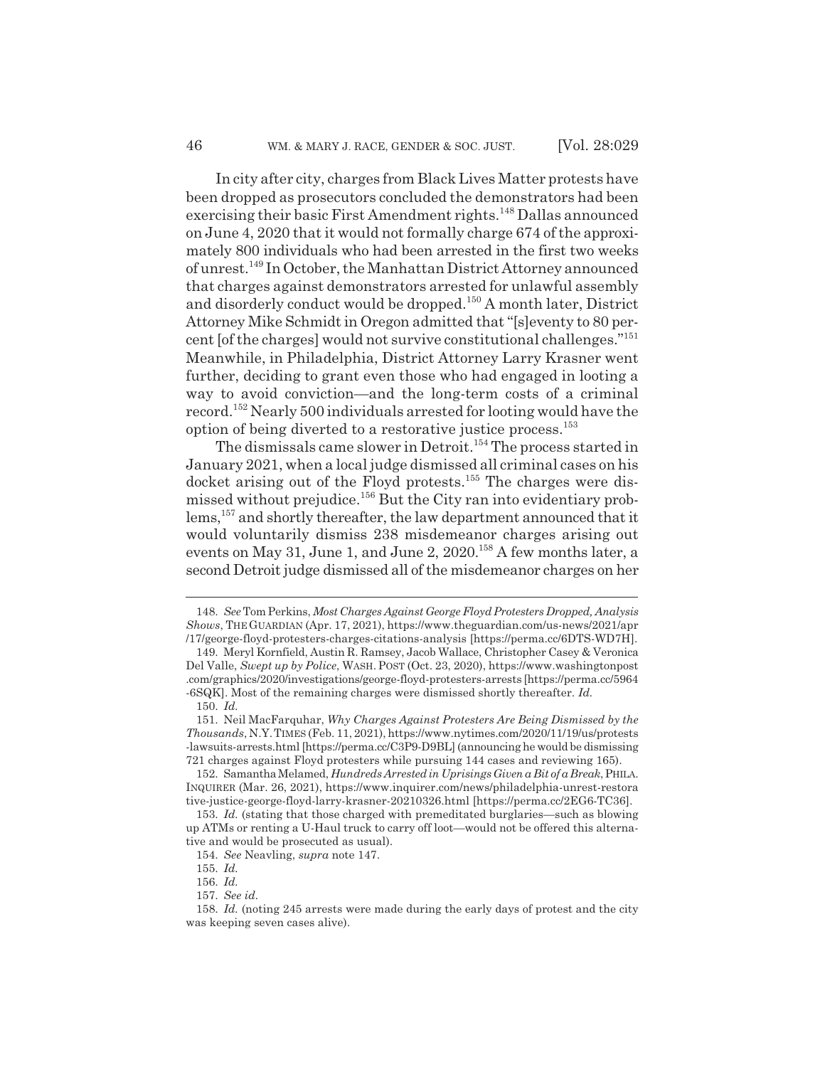In city after city, charges from Black Lives Matter protests have been dropped as prosecutors concluded the demonstrators had been exercising their basic First Amendment rights.[148] Dallas announced on June 4, 2020 that it would not formally charge 674 of the approximately 800 individuals who had been arrested in the first two weeks of unrest.[149] In October, the Manhattan District Attorney announced that charges against demonstrators arrested for unlawful assembly and disorderly conduct would be dropped.[150] A month later, District Attorney Mike Schmidt in Oregon admitted that "[s]eventy to 80 percent [of the charges] would not survive constitutional challenges."[151] Meanwhile, in Philadelphia, District Attorney Larry Krasner went further, deciding to grant even those who had engaged in looting a way to avoid conviction—and the long-term costs of a criminal record.[152] Nearly 500 individuals arrested for looting would have the option of being diverted to a restorative justice process.[153]

The dismissals came slower in Detroit.[154] The process started in January 2021, when a local judge dismissed all criminal cases on his docket arising out of the Floyd protests.[155] The charges were dismissed without prejudice.[156] But the City ran into evidentiary problems,[157] and shortly thereafter, the law department announced that it would voluntarily dismiss 238 misdemeanor charges arising out events on May 31, June 1, and June 2, 2020.[158] A few months later, a second Detroit judge dismissed all of the misdemeanor charges on her

---

148. *See* Tom Perkins, *Most Charges Against George Floyd Protesters Dropped, Analysis Shows*, THE GUARDIAN (Apr. 17, 2021), https://www.theguardian.com/us-news/2021/apr/17/george-floyd-protesters-charges-citations-analysis [https://perma.cc/6DTS-WD7H].

149. Meryl Kornfield, Austin R. Ramsey, Jacob Wallace, Christopher Casey & Veronica Del Valle, *Swept up by Police*, WASH. POST (Oct. 23, 2020), https://www.washingtonpost.com/graphics/2020/investigations/george-floyd-protesters-arrests [https://perma.cc/5964-6SQK]. Most of the remaining charges were dismissed shortly thereafter. *Id.*

150. *Id.*

151. Neil MacFarquhar, *Why Charges Against Protesters Are Being Dismissed by the Thousands*, N.Y. TIMES (Feb. 11, 2021), https://www.nytimes.com/2020/11/19/us/protests-lawsuits-arrests.html [https://perma.cc/C3P9-D9BL] (announcing he would be dismissing 721 charges against Floyd protesters while pursuing 144 cases and reviewing 165).

152. Samantha Melamed, *Hundreds Arrested in Uprisings Given a Bit of a Break*, PHILA. INQUIRER (Mar. 26, 2021), https://www.inquirer.com/news/philadelphia-unrest-restorative-justice-george-floyd-larry-krasner-20210326.html [https://perma.cc/2EG6-TC36].

153. *Id.* (stating that those charged with premeditated burglaries—such as blowing up ATMs or renting a U-Haul truck to carry off loot—would not be offered this alternative and would be prosecuted as usual).

154. *See* Neavling, *supra* note 147.

155. *Id.*

156. *Id.*

157. *See id.*

158. *Id.* (noting 245 arrests were made during the early days of protest and the city was keeping seven cases alive).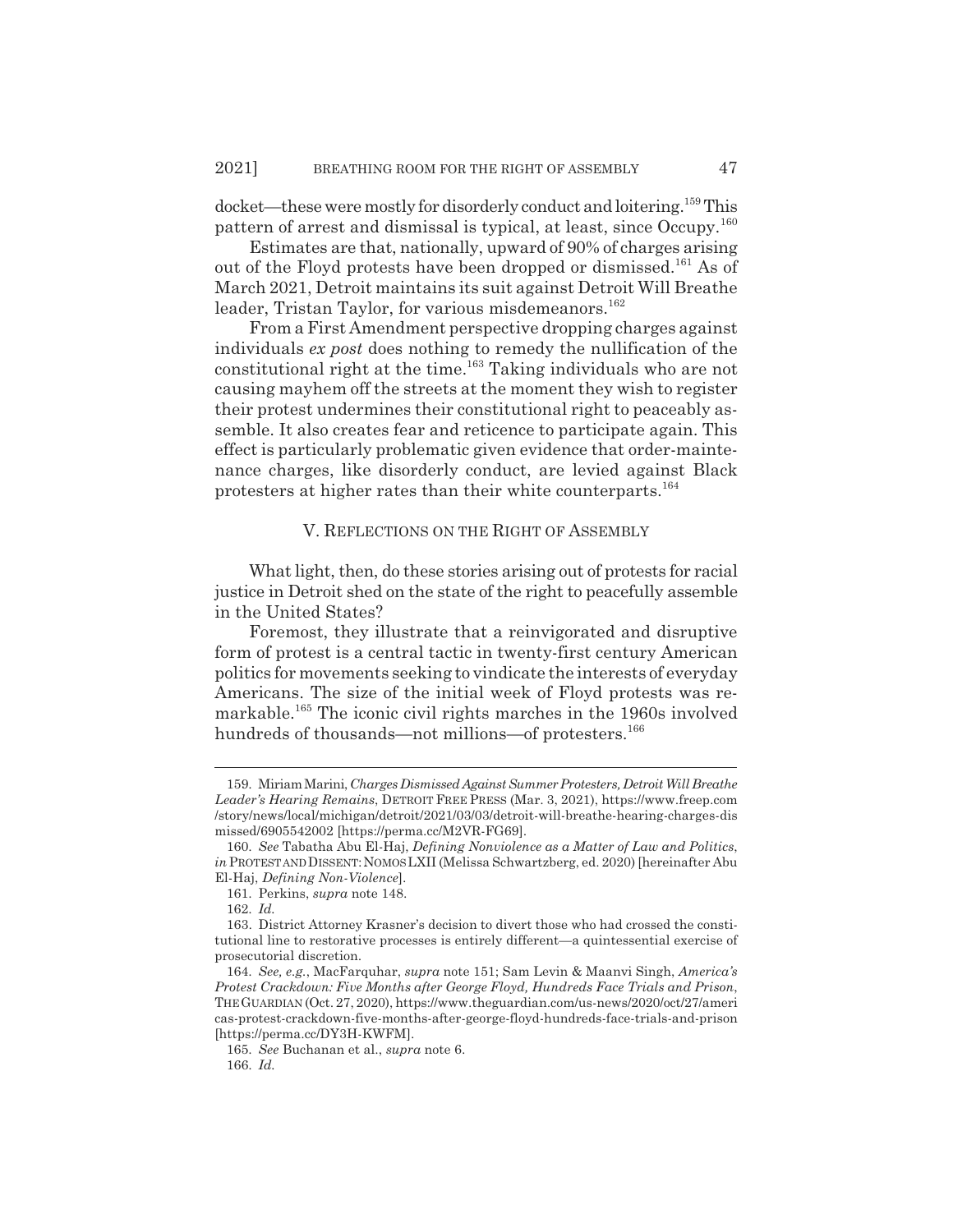docket—these were mostly for disorderly conduct and loitering.[159] This pattern of arrest and dismissal is typical, at least, since Occupy.[160]

Estimates are that, nationally, upward of 90% of charges arising out of the Floyd protests have been dropped or dismissed.[161] As of March 2021, Detroit maintains its suit against Detroit Will Breathe leader, Tristan Taylor, for various misdemeanors.[162]

From a First Amendment perspective dropping charges against individuals *ex post* does nothing to remedy the nullification of the constitutional right at the time.[163] Taking individuals who are not causing mayhem off the streets at the moment they wish to register their protest undermines their constitutional right to peaceably assemble. It also creates fear and reticence to participate again. This effect is particularly problematic given evidence that order-maintenance charges, like disorderly conduct, are levied against Black protesters at higher rates than their white counterparts.[164]

## V. REFLECTIONS ON THE RIGHT OF ASSEMBLY

What light, then, do these stories arising out of protests for racial justice in Detroit shed on the state of the right to peacefully assemble in the United States?

Foremost, they illustrate that a reinvigorated and disruptive form of protest is a central tactic in twenty-first century American politics for movements seeking to vindicate the interests of everyday Americans. The size of the initial week of Floyd protests was remarkable.[165] The iconic civil rights marches in the 1960s involved hundreds of thousands—not millions—of protesters.[166]

---

159. Miriam Marini, *Charges Dismissed Against Summer Protesters, Detroit Will Breathe Leader's Hearing Remains*, DETROIT FREE PRESS (Mar. 3, 2021), https://www.freep.com/story/news/local/michigan/detroit/2021/03/03/detroit-will-breathe-hearing-charges-dismissed/6905542002 [https://perma.cc/M2VR-FG69].

160. *See* Tabatha Abu El-Haj, *Defining Nonviolence as a Matter of Law and Politics*, *in* PROTEST AND DISSENT: NOMOS LXII (Melissa Schwartzberg, ed. 2020) [hereinafter Abu El-Haj, *Defining Non-Violence*].

161. Perkins, *supra* note 148.

162. *Id.*

163. District Attorney Krasner's decision to divert those who had crossed the constitutional line to restorative processes is entirely different—a quintessential exercise of prosecutorial discretion.

164. *See, e.g.*, MacFarquhar, *supra* note 151; Sam Levin & Maanvi Singh, *America's Protest Crackdown: Five Months after George Floyd, Hundreds Face Trials and Prison*, THE GUARDIAN (Oct. 27, 2020), https://www.theguardian.com/us-news/2020/oct/27/americas-protest-crackdown-five-months-after-george-floyd-hundreds-face-trials-and-prison [https://perma.cc/DY3H-KWFM].

165. *See* Buchanan et al., *supra* note 6.

166. *Id.*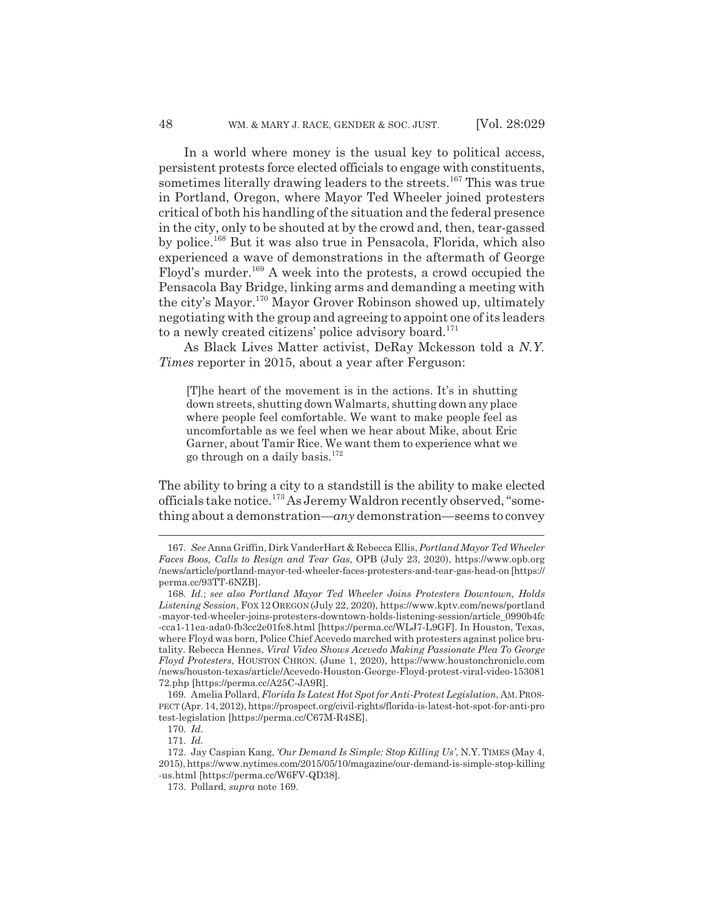In a world where money is the usual key to political access, persistent protests force elected officials to engage with constituents, sometimes literally drawing leaders to the streets.[167] This was true in Portland, Oregon, where Mayor Ted Wheeler joined protesters critical of both his handling of the situation and the federal presence in the city, only to be shouted at by the crowd and, then, tear-gassed by police.[168] But it was also true in Pensacola, Florida, which also experienced a wave of demonstrations in the aftermath of George Floyd's murder.[169] A week into the protests, a crowd occupied the Pensacola Bay Bridge, linking arms and demanding a meeting with the city's Mayor.[170] Mayor Grover Robinson showed up, ultimately negotiating with the group and agreeing to appoint one of its leaders to a newly created citizens' police advisory board.[171]

As Black Lives Matter activist, DeRay Mckesson told a *N.Y. Times* reporter in 2015, about a year after Ferguson:

> [T]he heart of the movement is in the actions. It's in shutting down streets, shutting down Walmarts, shutting down any place where people feel comfortable. We want to make people feel as uncomfortable as we feel when we hear about Mike, about Eric Garner, about Tamir Rice. We want them to experience what we go through on a daily basis.[172]

The ability to bring a city to a standstill is the ability to make elected officials take notice.[173] As Jeremy Waldron recently observed, "something about a demonstration—*any* demonstration—seems to convey

---

167. *See* Anna Griffin, Dirk VanderHart & Rebecca Ellis, *Portland Mayor Ted Wheeler Faces Boos, Calls to Resign and Tear Gas*, OPB (July 23, 2020), https://www.opb.org/news/article/portland-mayor-ted-wheeler-faces-protesters-and-tear-gas-head-on [https://perma.cc/93TT-6NZB].

168. *Id.*; *see also Portland Mayor Ted Wheeler Joins Protesters Downtown, Holds Listening Session*, FOX 12 OREGON (July 22, 2020), https://www.kptv.com/news/portland-mayor-ted-wheeler-joins-protesters-downtown-holds-listening-session/article_0990b4fc-cca1-11ea-ada0-fb3cc2e01fe8.html [https://perma.cc/WLJ7-L9GF]. In Houston, Texas, where Floyd was born, Police Chief Acevedo marched with protesters against police brutality. Rebecca Hennes, *Viral Video Shows Acevedo Making Passionate Plea To George Floyd Protesters*, HOUSTON CHRON. (June 1, 2020), https://www.houstonchronicle.com/news/houston-texas/article/Acevedo-Houston-George-Floyd-protest-viral-video-15308172.php [https://perma.cc/A25C-JA9R].

169. Amelia Pollard, *Florida Is Latest Hot Spot for Anti-Protest Legislation*, AM. PROSPECT (Apr. 14, 2012), https://prospect.org/civil-rights/florida-is-latest-hot-spot-for-anti-protest-legislation [https://perma.cc/C67M-R4SE].

170. *Id.*

171. *Id.*

172. Jay Caspian Kang, *'Our Demand Is Simple: Stop Killing Us'*, N.Y. TIMES (May 4, 2015), https://www.nytimes.com/2015/05/10/magazine/our-demand-is-simple-stop-killing-us.html [https://perma.cc/W6FV-QD38].

173. Pollard, *supra* note 169.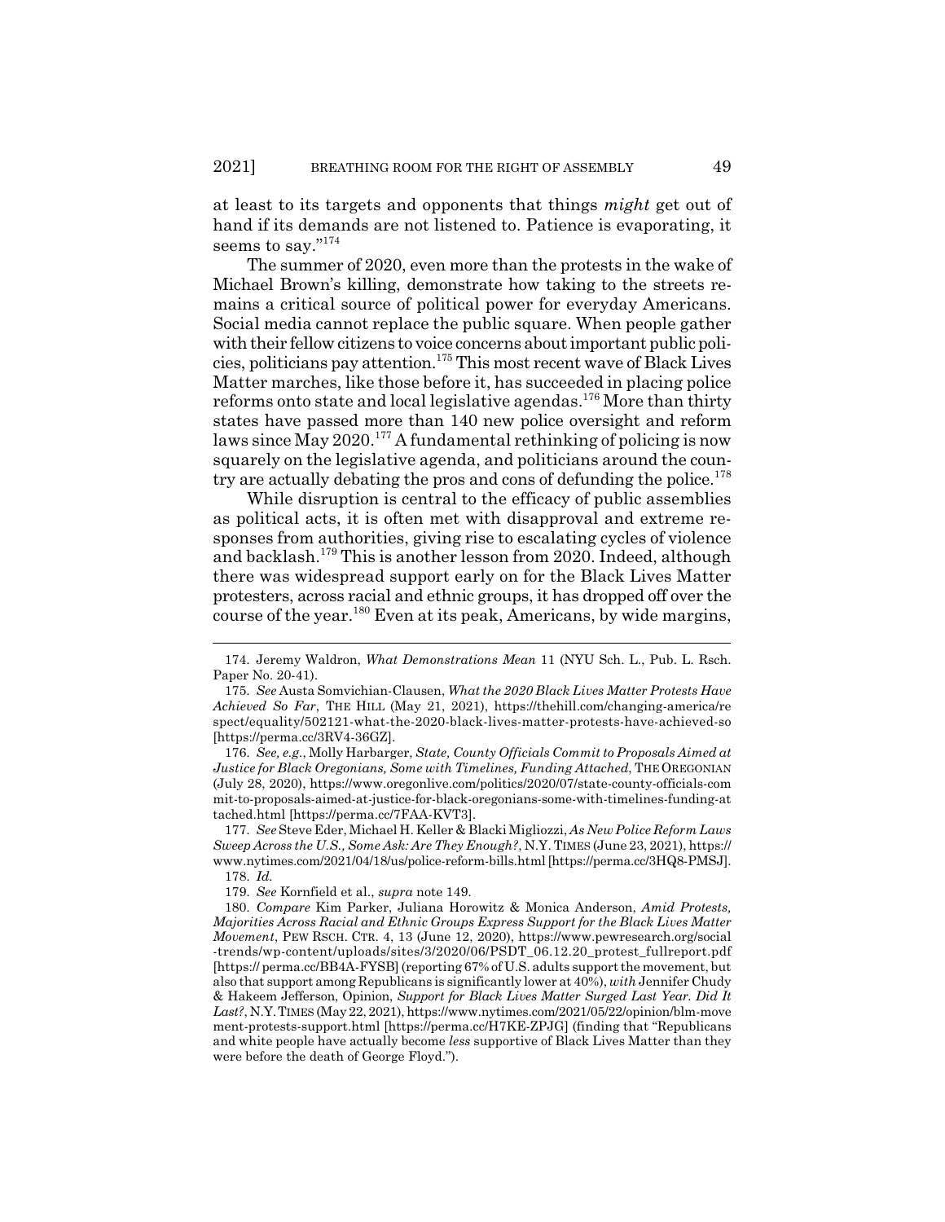at least to its targets and opponents that things *might* get out of hand if its demands are not listened to. Patience is evaporating, it seems to say."[174]

The summer of 2020, even more than the protests in the wake of Michael Brown's killing, demonstrate how taking to the streets remains a critical source of political power for everyday Americans. Social media cannot replace the public square. When people gather with their fellow citizens to voice concerns about important public policies, politicians pay attention.[175] This most recent wave of Black Lives Matter marches, like those before it, has succeeded in placing police reforms onto state and local legislative agendas.[176] More than thirty states have passed more than 140 new police oversight and reform laws since May 2020.[177] A fundamental rethinking of policing is now squarely on the legislative agenda, and politicians around the country are actually debating the pros and cons of defunding the police.[178]

While disruption is central to the efficacy of public assemblies as political acts, it is often met with disapproval and extreme responses from authorities, giving rise to escalating cycles of violence and backlash.[179] This is another lesson from 2020. Indeed, although there was widespread support early on for the Black Lives Matter protesters, across racial and ethnic groups, it has dropped off over the course of the year.[180] Even at its peak, Americans, by wide margins,

---

174. Jeremy Waldron, *What Demonstrations Mean* 11 (NYU Sch. L., Pub. L. Rsch. Paper No. 20-41).

175. *See* Austa Somvichian-Clausen, *What the 2020 Black Lives Matter Protests Have Achieved So Far*, THE HILL (May 21, 2021), https://thehill.com/changing-america/respect/equality/502121-what-the-2020-black-lives-matter-protests-have-achieved-so [https://perma.cc/3RV4-36GZ].

176. *See, e.g.*, Molly Harbarger, *State, County Officials Commit to Proposals Aimed at Justice for Black Oregonians, Some with Timelines, Funding Attached*, THE OREGONIAN (July 28, 2020), https://www.oregonlive.com/politics/2020/07/state-county-officials-commit-to-proposals-aimed-at-justice-for-black-oregonians-some-with-timelines-funding-attached.html [https://perma.cc/7FAA-KVT3].

177. *See* Steve Eder, Michael H. Keller & Blacki Migliozzi, *As New Police Reform Laws Sweep Across the U.S., Some Ask: Are They Enough?*, N.Y. TIMES (June 23, 2021), https://www.nytimes.com/2021/04/18/us/police-reform-bills.html [https://perma.cc/3HQ8-PMSJ].

178. *Id.*

179. *See* Kornfield et al., *supra* note 149.

180. *Compare* Kim Parker, Juliana Horowitz & Monica Anderson, *Amid Protests, Majorities Across Racial and Ethnic Groups Express Support for the Black Lives Matter Movement*, PEW RSCH. CTR. 4, 13 (June 12, 2020), https://www.pewresearch.org/social-trends/wp-content/uploads/sites/3/2020/06/PSDT_06.12.20_protest_fullreport.pdf [https:// perma.cc/BB4A-FYSB] (reporting 67% of U.S. adults support the movement, but also that support among Republicans is significantly lower at 40%), *with* Jennifer Chudy & Hakeem Jefferson, Opinion, *Support for Black Lives Matter Surged Last Year. Did It Last?*, N.Y. TIMES (May 22, 2021), https://www.nytimes.com/2021/05/22/opinion/blm-movement-protests-support.html [https://perma.cc/H7KE-ZPJG] (finding that "Republicans and white people have actually become *less* supportive of Black Lives Matter than they were before the death of George Floyd.").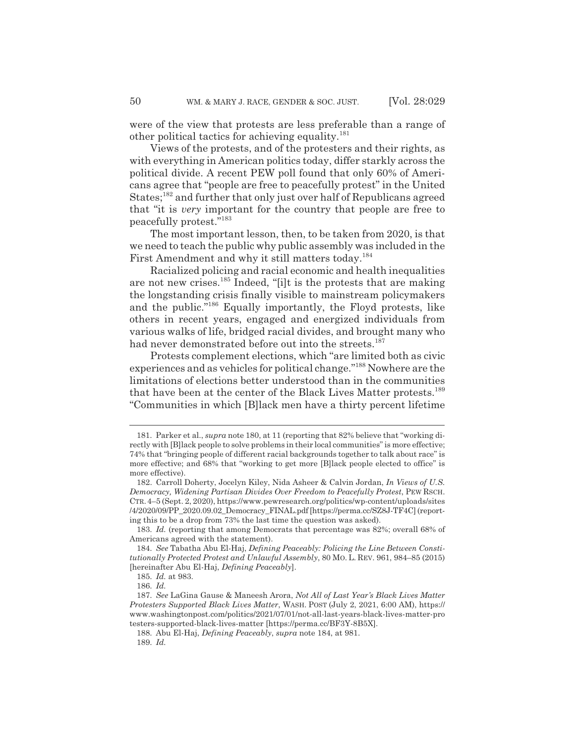were of the view that protests are less preferable than a range of other political tactics for achieving equality.[181]

Views of the protests, and of the protesters and their rights, as with everything in American politics today, differ starkly across the political divide. A recent PEW poll found that only 60% of Americans agree that "people are free to peacefully protest" in the United States;[182] and further that only just over half of Republicans agreed that "it is *very* important for the country that people are free to peacefully protest."[183]

The most important lesson, then, to be taken from 2020, is that we need to teach the public why public assembly was included in the First Amendment and why it still matters today.[184]

Racialized policing and racial economic and health inequalities are not new crises.[185] Indeed, "[i]t is the protests that are making the longstanding crisis finally visible to mainstream policymakers and the public."[186] Equally importantly, the Floyd protests, like others in recent years, engaged and energized individuals from various walks of life, bridged racial divides, and brought many who had never demonstrated before out into the streets.[187]

Protests complement elections, which "are limited both as civic experiences and as vehicles for political change."[188] Nowhere are the limitations of elections better understood than in the communities that have been at the center of the Black Lives Matter protests.[189] "Communities in which [B]lack men have a thirty percent lifetime

---

181. Parker et al., *supra* note 180, at 11 (reporting that 82% believe that "working directly with [B]lack people to solve problems in their local communities" is more effective; 74% that "bringing people of different racial backgrounds together to talk about race" is more effective; and 68% that "working to get more [B]lack people elected to office" is more effective).

182. Carroll Doherty, Jocelyn Kiley, Nida Asheer & Calvin Jordan, *In Views of U.S. Democracy, Widening Partisan Divides Over Freedom to Peacefully Protest*, PEW RSCH. CTR. 4–5 (Sept. 2, 2020), https://www.pewresearch.org/politics/wp-content/uploads/sites/4/2020/09/PP_2020.09.02_Democracy_FINAL.pdf [https://perma.cc/SZ8J-TF4C] (reporting this to be a drop from 73% the last time the question was asked).

183. *Id.* (reporting that among Democrats that percentage was 82%; overall 68% of Americans agreed with the statement).

184. *See* Tabatha Abu El-Haj, *Defining Peaceably: Policing the Line Between Constitutionally Protected Protest and Unlawful Assembly*, 80 MO. L. REV. 961, 984–85 (2015) [hereinafter Abu El-Haj, *Defining Peaceably*].

185. *Id.* at 983.

186. *Id.*

187. *See* LaGina Gause & Maneesh Arora, *Not All of Last Year's Black Lives Matter Protesters Supported Black Lives Matter*, WASH. POST (July 2, 2021, 6:00 AM), https://www.washingtonpost.com/politics/2021/07/01/not-all-last-years-black-lives-matter-protesters-supported-black-lives-matter [https://perma.cc/BF3Y-8B5X].

188. Abu El-Haj, *Defining Peaceably*, *supra* note 184, at 981.

189. *Id.*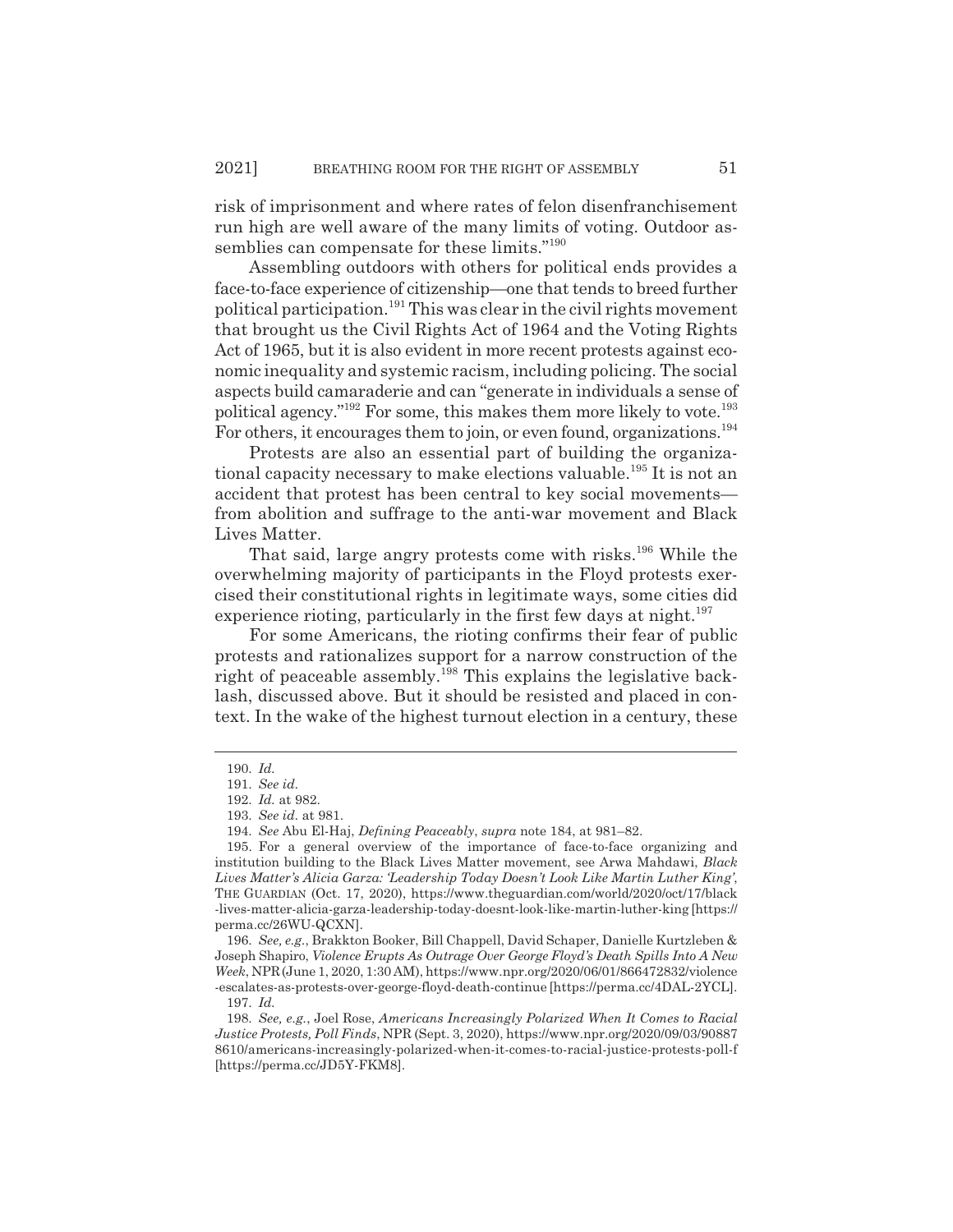risk of imprisonment and where rates of felon disenfranchisement run high are well aware of the many limits of voting. Outdoor assemblies can compensate for these limits."[190]

Assembling outdoors with others for political ends provides a face-to-face experience of citizenship—one that tends to breed further political participation.[191] This was clear in the civil rights movement that brought us the Civil Rights Act of 1964 and the Voting Rights Act of 1965, but it is also evident in more recent protests against economic inequality and systemic racism, including policing. The social aspects build camaraderie and can "generate in individuals a sense of political agency."[192] For some, this makes them more likely to vote.[193] For others, it encourages them to join, or even found, organizations.[194]

Protests are also an essential part of building the organizational capacity necessary to make elections valuable.[195] It is not an accident that protest has been central to key social movements—from abolition and suffrage to the anti-war movement and Black Lives Matter.

That said, large angry protests come with risks.[196] While the overwhelming majority of participants in the Floyd protests exercised their constitutional rights in legitimate ways, some cities did experience rioting, particularly in the first few days at night.[197]

For some Americans, the rioting confirms their fear of public protests and rationalizes support for a narrow construction of the right of peaceable assembly.[198] This explains the legislative backlash, discussed above. But it should be resisted and placed in context. In the wake of the highest turnout election in a century, these

---

190. *Id.*

191. *See id.*

192. *Id.* at 982.

193. *See id.* at 981.

194. *See* Abu El-Haj, *Defining Peaceably*, *supra* note 184, at 981–82.

195. For a general overview of the importance of face-to-face organizing and institution building to the Black Lives Matter movement, see Arwa Mahdawi, *Black Lives Matter's Alicia Garza: 'Leadership Today Doesn't Look Like Martin Luther King'*, THE GUARDIAN (Oct. 17, 2020), https://www.theguardian.com/world/2020/oct/17/black-lives-matter-alicia-garza-leadership-today-doesnt-look-like-martin-luther-king [https://perma.cc/26WU-QCXN].

196. *See, e.g.*, Brakkton Booker, Bill Chappell, David Schaper, Danielle Kurtzleben & Joseph Shapiro, *Violence Erupts As Outrage Over George Floyd's Death Spills Into A New Week*, NPR (June 1, 2020, 1:30 AM), https://www.npr.org/2020/06/01/866472832/violence-escalates-as-protests-over-george-floyd-death-continue [https://perma.cc/4DAL-2YCL].

197. *Id.*

198. *See, e.g.*, Joel Rose, *Americans Increasingly Polarized When It Comes to Racial Justice Protests, Poll Finds*, NPR (Sept. 3, 2020), https://www.npr.org/2020/09/03/908878610/americans-increasingly-polarized-when-it-comes-to-racial-justice-protests-poll-f [https://perma.cc/JD5Y-FKM8].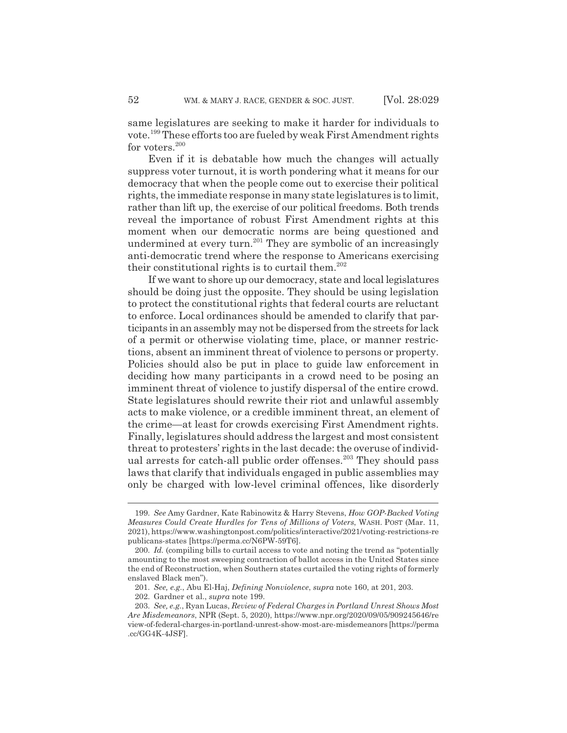same legislatures are seeking to make it harder for individuals to vote.[199] These efforts too are fueled by weak First Amendment rights for voters.[200]

Even if it is debatable how much the changes will actually suppress voter turnout, it is worth pondering what it means for our democracy that when the people come out to exercise their political rights, the immediate response in many state legislatures is to limit, rather than lift up, the exercise of our political freedoms. Both trends reveal the importance of robust First Amendment rights at this moment when our democratic norms are being questioned and undermined at every turn.[201] They are symbolic of an increasingly anti-democratic trend where the response to Americans exercising their constitutional rights is to curtail them.[202]

If we want to shore up our democracy, state and local legislatures should be doing just the opposite. They should be using legislation to protect the constitutional rights that federal courts are reluctant to enforce. Local ordinances should be amended to clarify that participants in an assembly may not be dispersed from the streets for lack of a permit or otherwise violating time, place, or manner restrictions, absent an imminent threat of violence to persons or property. Policies should also be put in place to guide law enforcement in deciding how many participants in a crowd need to be posing an imminent threat of violence to justify dispersal of the entire crowd. State legislatures should rewrite their riot and unlawful assembly acts to make violence, or a credible imminent threat, an element of the crime—at least for crowds exercising First Amendment rights. Finally, legislatures should address the largest and most consistent threat to protesters' rights in the last decade: the overuse of individual arrests for catch-all public order offenses.[203] They should pass laws that clarify that individuals engaged in public assemblies may only be charged with low-level criminal offences, like disorderly

---

199. *See* Amy Gardner, Kate Rabinowitz & Harry Stevens, *How GOP-Backed Voting Measures Could Create Hurdles for Tens of Millions of Voters*, WASH. POST (Mar. 11, 2021), https://www.washingtonpost.com/politics/interactive/2021/voting-restrictions-republicans-states [https://perma.cc/N6PW-59T6].

200. *Id.* (compiling bills to curtail access to vote and noting the trend as "potentially amounting to the most sweeping contraction of ballot access in the United States since the end of Reconstruction, when Southern states curtailed the voting rights of formerly enslaved Black men").

201. *See, e.g.*, Abu El-Haj, *Defining Nonviolence*, *supra* note 160, at 201, 203.

202. Gardner et al., *supra* note 199.

203. *See, e.g.*, Ryan Lucas, *Review of Federal Charges in Portland Unrest Shows Most Are Misdemeanors*, NPR (Sept. 5, 2020), https://www.npr.org/2020/09/05/909245646/review-of-federal-charges-in-portland-unrest-show-most-are-misdemeanors [https://perma.cc/GG4K-4JSF].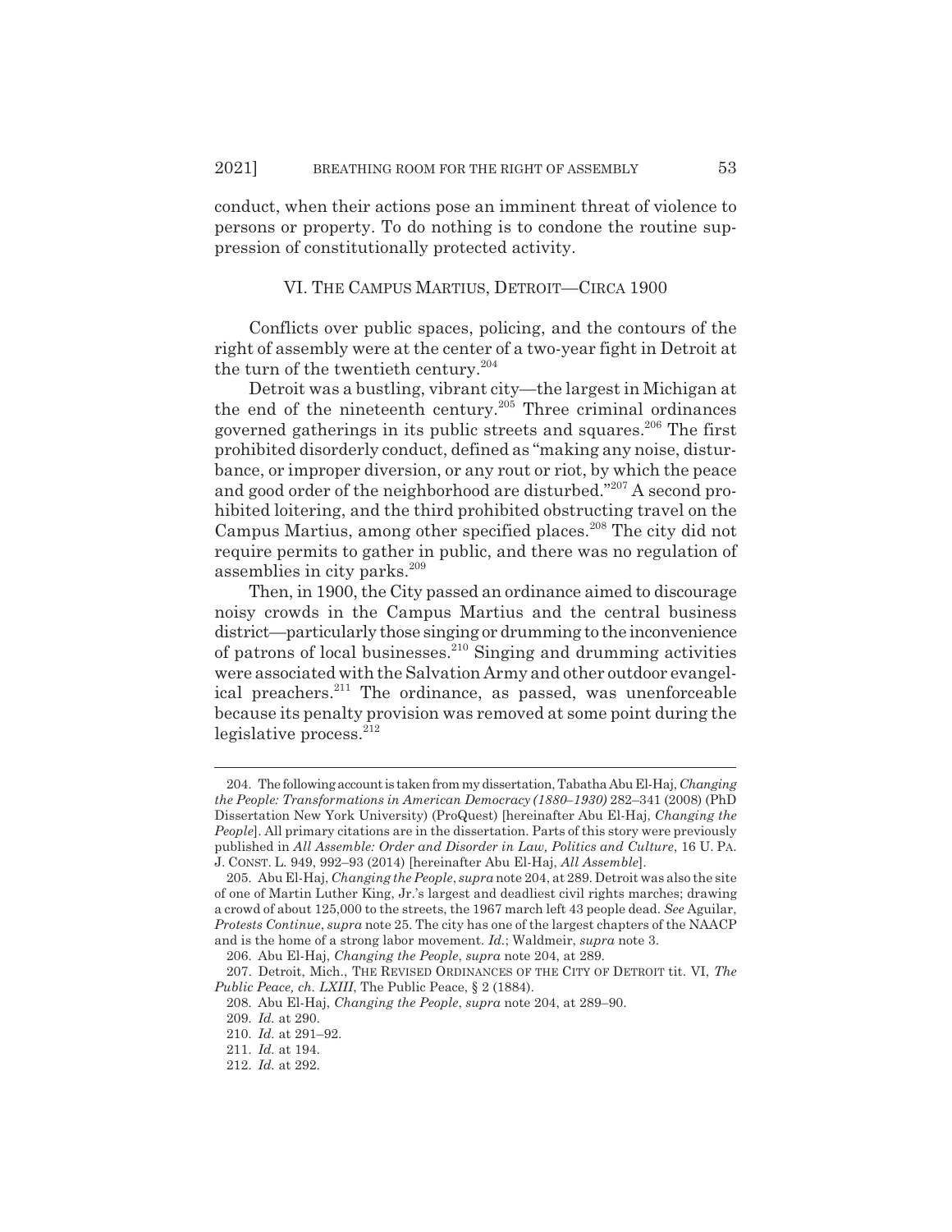conduct, when their actions pose an imminent threat of violence to persons or property. To do nothing is to condone the routine suppression of constitutionally protected activity.

## VI. THE CAMPUS MARTIUS, DETROIT—CIRCA 1900

Conflicts over public spaces, policing, and the contours of the right of assembly were at the center of a two-year fight in Detroit at the turn of the twentieth century.[204]

Detroit was a bustling, vibrant city—the largest in Michigan at the end of the nineteenth century.[205] Three criminal ordinances governed gatherings in its public streets and squares.[206] The first prohibited disorderly conduct, defined as "making any noise, disturbance, or improper diversion, or any rout or riot, by which the peace and good order of the neighborhood are disturbed."[207] A second prohibited loitering, and the third prohibited obstructing travel on the Campus Martius, among other specified places.[208] The city did not require permits to gather in public, and there was no regulation of assemblies in city parks.[209]

Then, in 1900, the City passed an ordinance aimed to discourage noisy crowds in the Campus Martius and the central business district—particularly those singing or drumming to the inconvenience of patrons of local businesses.[210] Singing and drumming activities were associated with the Salvation Army and other outdoor evangelical preachers.[211] The ordinance, as passed, was unenforceable because its penalty provision was removed at some point during the legislative process.[212]

---

204. The following account is taken from my dissertation, Tabatha Abu El-Haj, *Changing the People: Transformations in American Democracy (1880–1930)* 282–341 (2008) (PhD Dissertation New York University) (ProQuest) [hereinafter Abu El-Haj, *Changing the People*]. All primary citations are in the dissertation. Parts of this story were previously published in *All Assemble: Order and Disorder in Law, Politics and Culture*, 16 U. PA. J. CONST. L. 949, 992–93 (2014) [hereinafter Abu El-Haj, *All Assemble*].

205. Abu El-Haj, *Changing the People*, *supra* note 204, at 289. Detroit was also the site of one of Martin Luther King, Jr.'s largest and deadliest civil rights marches; drawing a crowd of about 125,000 to the streets, the 1967 march left 43 people dead. *See* Aguilar, *Protests Continue*, *supra* note 25. The city has one of the largest chapters of the NAACP and is the home of a strong labor movement. *Id.*; Waldmeir, *supra* note 3.

206. Abu El-Haj, *Changing the People*, *supra* note 204, at 289.

207. Detroit, Mich., THE REVISED ORDINANCES OF THE CITY OF DETROIT tit. VI, *The Public Peace, ch. LXIII*, The Public Peace, § 2 (1884).

208. Abu El-Haj, *Changing the People*, *supra* note 204, at 289–90.

209. *Id.* at 290.

210. *Id.* at 291–92.

211. *Id.* at 194.

212. *Id.* at 292.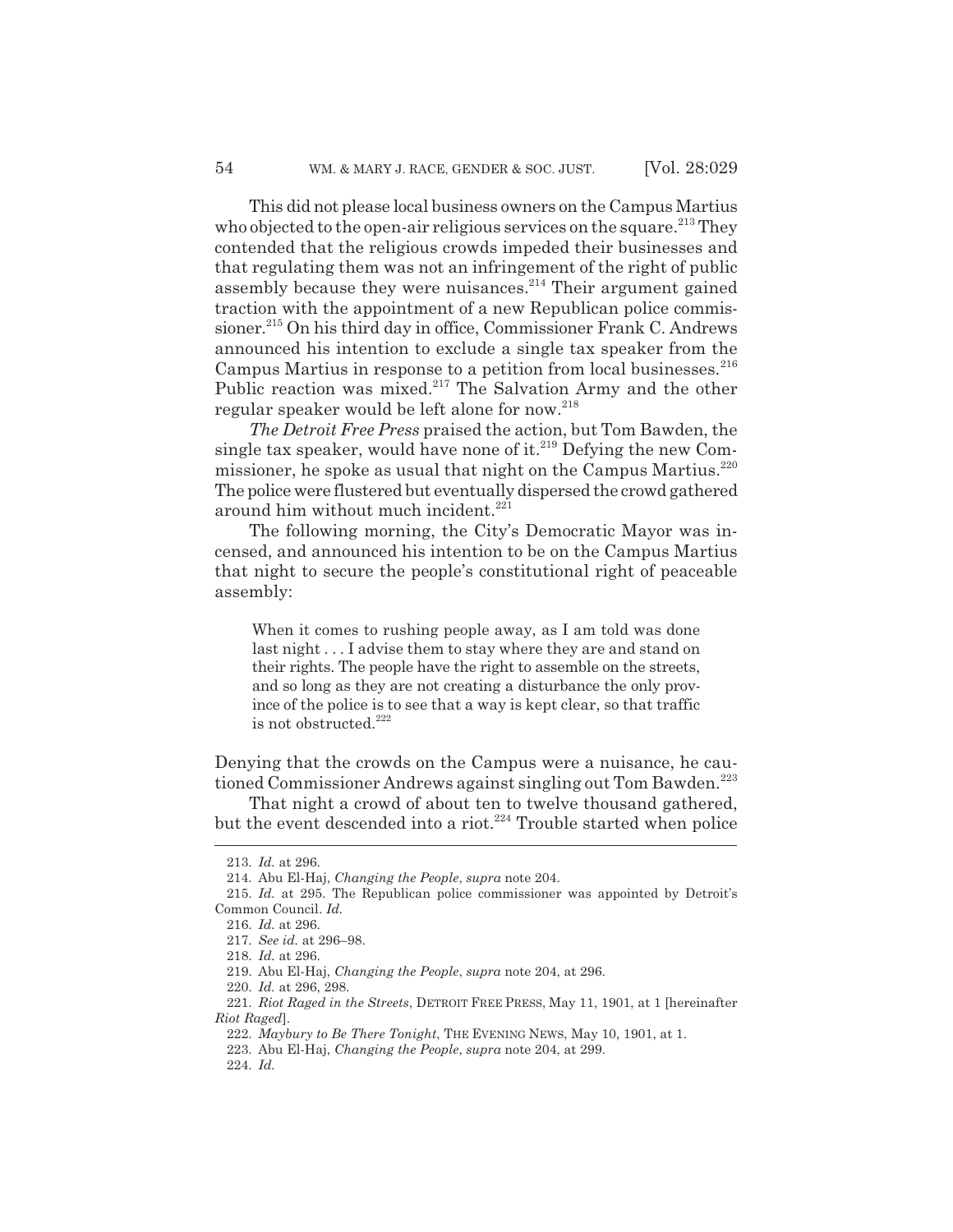This did not please local business owners on the Campus Martius who objected to the open-air religious services on the square.[213] They contended that the religious crowds impeded their businesses and that regulating them was not an infringement of the right of public assembly because they were nuisances.[214] Their argument gained traction with the appointment of a new Republican police commissioner.[215] On his third day in office, Commissioner Frank C. Andrews announced his intention to exclude a single tax speaker from the Campus Martius in response to a petition from local businesses.[216] Public reaction was mixed.[217] The Salvation Army and the other regular speaker would be left alone for now.[218]

*The Detroit Free Press* praised the action, but Tom Bawden, the single tax speaker, would have none of it.[219] Defying the new Commissioner, he spoke as usual that night on the Campus Martius.[220] The police were flustered but eventually dispersed the crowd gathered around him without much incident.[221]

The following morning, the City's Democratic Mayor was incensed, and announced his intention to be on the Campus Martius that night to secure the people's constitutional right of peaceable assembly:

> When it comes to rushing people away, as I am told was done last night . . . I advise them to stay where they are and stand on their rights. The people have the right to assemble on the streets, and so long as they are not creating a disturbance the only province of the police is to see that a way is kept clear, so that traffic is not obstructed.[222]

Denying that the crowds on the Campus were a nuisance, he cautioned Commissioner Andrews against singling out Tom Bawden.[223]

That night a crowd of about ten to twelve thousand gathered, but the event descended into a riot.[224] Trouble started when police

---

213. *Id.* at 296.

214. Abu El-Haj, *Changing the People*, *supra* note 204.

215. *Id.* at 295. The Republican police commissioner was appointed by Detroit's Common Council. *Id.*

216. *Id.* at 296.

217. *See id.* at 296–98.

218. *Id.* at 296.

219. Abu El-Haj, *Changing the People*, *supra* note 204, at 296.

220. *Id.* at 296, 298.

221. *Riot Raged in the Streets*, DETROIT FREE PRESS, May 11, 1901, at 1 [hereinafter *Riot Raged*].

222. *Maybury to Be There Tonight*, THE EVENING NEWS, May 10, 1901, at 1.

223. Abu El-Haj, *Changing the People*, *supra* note 204, at 299.

224. *Id.*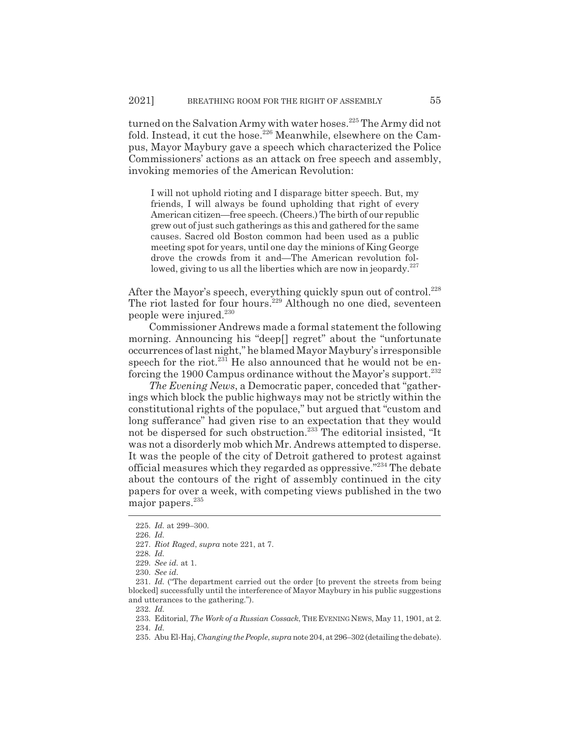turned on the Salvation Army with water hoses.[225] The Army did not fold. Instead, it cut the hose.[226] Meanwhile, elsewhere on the Campus, Mayor Maybury gave a speech which characterized the Police Commissioners' actions as an attack on free speech and assembly, invoking memories of the American Revolution:

> I will not uphold rioting and I disparage bitter speech. But, my friends, I will always be found upholding that right of every American citizen—free speech. (Cheers.) The birth of our republic grew out of just such gatherings as this and gathered for the same causes. Sacred old Boston common had been used as a public meeting spot for years, until one day the minions of King George drove the crowds from it and—The American revolution followed, giving to us all the liberties which are now in jeopardy.[227]

After the Mayor's speech, everything quickly spun out of control.[228] The riot lasted for four hours.[229] Although no one died, seventeen people were injured.[230]

Commissioner Andrews made a formal statement the following morning. Announcing his "deep[] regret" about the "unfortunate occurrences of last night," he blamed Mayor Maybury's irresponsible speech for the riot.[231] He also announced that he would not be enforcing the 1900 Campus ordinance without the Mayor's support.[232]

*The Evening News*, a Democratic paper, conceded that "gatherings which block the public highways may not be strictly within the constitutional rights of the populace," but argued that "custom and long sufferance" had given rise to an expectation that they would not be dispersed for such obstruction.[233] The editorial insisted, "It was not a disorderly mob which Mr. Andrews attempted to disperse. It was the people of the city of Detroit gathered to protest against official measures which they regarded as oppressive."[234] The debate about the contours of the right of assembly continued in the city papers for over a week, with competing views published in the two major papers.[235]

---

225. *Id.* at 299–300.
226. *Id.*
227. *Riot Raged*, *supra* note 221, at 7.
228. *Id.*
229. *See id.* at 1.
230. *See id.*
231. *Id.* ("The department carried out the order [to prevent the streets from being blocked] successfully until the interference of Mayor Maybury in his public suggestions and utterances to the gathering.").
232. *Id.*
233. Editorial, *The Work of a Russian Cossack*, THE EVENING NEWS, May 11, 1901, at 2.
234. *Id.*
235. Abu El-Haj, *Changing the People*, *supra* note 204, at 296–302 (detailing the debate).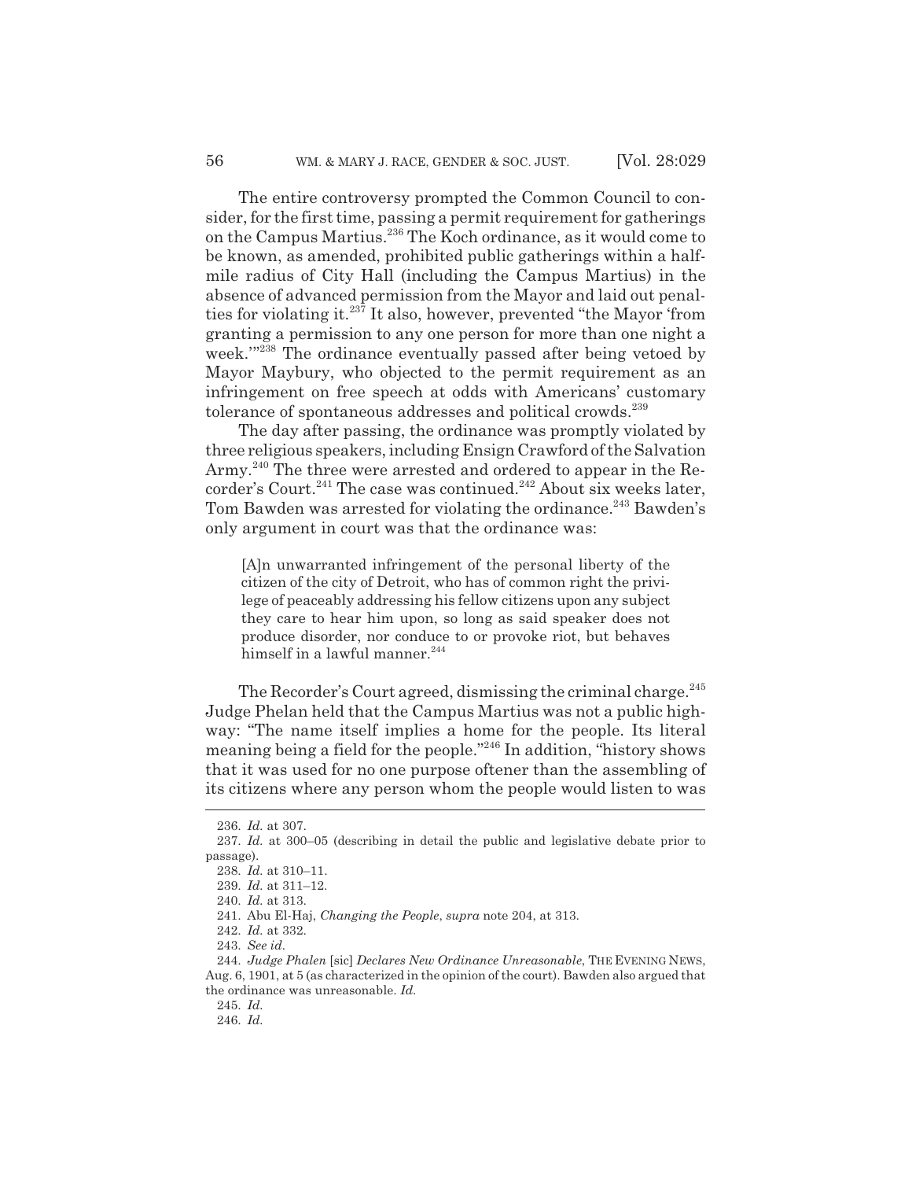The entire controversy prompted the Common Council to consider, for the first time, passing a permit requirement for gatherings on the Campus Martius.[236] The Koch ordinance, as it would come to be known, as amended, prohibited public gatherings within a half-mile radius of City Hall (including the Campus Martius) in the absence of advanced permission from the Mayor and laid out penalties for violating it.[237] It also, however, prevented "the Mayor 'from granting a permission to any one person for more than one night a week.'"[238] The ordinance eventually passed after being vetoed by Mayor Maybury, who objected to the permit requirement as an infringement on free speech at odds with Americans' customary tolerance of spontaneous addresses and political crowds.[239]

The day after passing, the ordinance was promptly violated by three religious speakers, including Ensign Crawford of the Salvation Army.[240] The three were arrested and ordered to appear in the Recorder's Court.[241] The case was continued.[242] About six weeks later, Tom Bawden was arrested for violating the ordinance.[243] Bawden's only argument in court was that the ordinance was:

> [A]n unwarranted infringement of the personal liberty of the citizen of the city of Detroit, who has of common right the privilege of peaceably addressing his fellow citizens upon any subject they care to hear him upon, so long as said speaker does not produce disorder, nor conduce to or provoke riot, but behaves himself in a lawful manner.[244]

The Recorder's Court agreed, dismissing the criminal charge.[245] Judge Phelan held that the Campus Martius was not a public highway: "The name itself implies a home for the people. Its literal meaning being a field for the people."[246] In addition, "history shows that it was used for no one purpose oftener than the assembling of its citizens where any person whom the people would listen to was

---

236. *Id.* at 307.

237. *Id.* at 300–05 (describing in detail the public and legislative debate prior to passage).

238. *Id.* at 310–11.

239. *Id.* at 311–12.

240. *Id.* at 313.

241. Abu El-Haj, *Changing the People*, *supra* note 204, at 313.

242. *Id.* at 332.

243. *See id.*

244. *Judge Phalen* [sic] *Declares New Ordinance Unreasonable*, THE EVENING NEWS, Aug. 6, 1901, at 5 (as characterized in the opinion of the court). Bawden also argued that the ordinance was unreasonable. *Id.*

245. *Id.*

246. *Id.*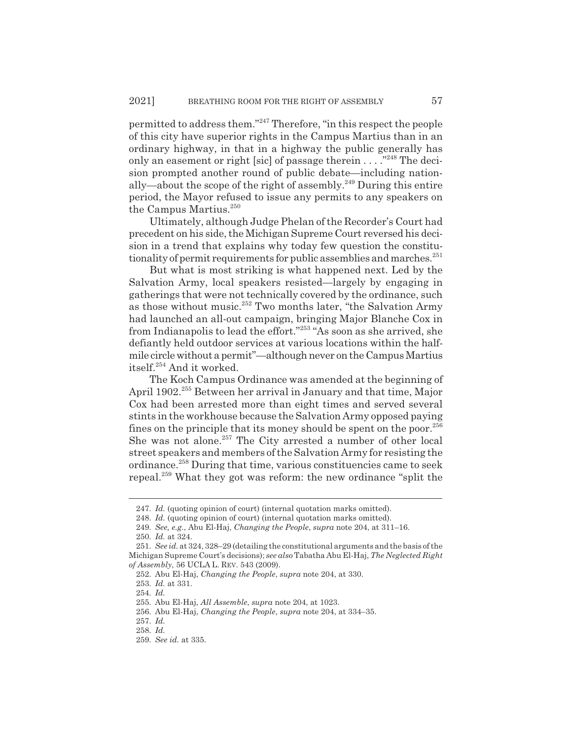permitted to address them."[247] Therefore, "in this respect the people of this city have superior rights in the Campus Martius than in an ordinary highway, in that in a highway the public generally has only an easement or right [sic] of passage therein . . . ."[248] The decision prompted another round of public debate—including nationally—about the scope of the right of assembly.[249] During this entire period, the Mayor refused to issue any permits to any speakers on the Campus Martius.[250]

Ultimately, although Judge Phelan of the Recorder's Court had precedent on his side, the Michigan Supreme Court reversed his decision in a trend that explains why today few question the constitutionality of permit requirements for public assemblies and marches.[251]

But what is most striking is what happened next. Led by the Salvation Army, local speakers resisted—largely by engaging in gatherings that were not technically covered by the ordinance, such as those without music.[252] Two months later, "the Salvation Army had launched an all-out campaign, bringing Major Blanche Cox in from Indianapolis to lead the effort."[253] "As soon as she arrived, she defiantly held outdoor services at various locations within the half-mile circle without a permit"—although never on the Campus Martius itself.[254] And it worked.

The Koch Campus Ordinance was amended at the beginning of April 1902.[255] Between her arrival in January and that time, Major Cox had been arrested more than eight times and served several stints in the workhouse because the Salvation Army opposed paying fines on the principle that its money should be spent on the poor.[256] She was not alone.[257] The City arrested a number of other local street speakers and members of the Salvation Army for resisting the ordinance.[258] During that time, various constituencies came to seek repeal.[259] What they got was reform: the new ordinance "split the

---

247. *Id.* (quoting opinion of court) (internal quotation marks omitted).

248. *Id.* (quoting opinion of court) (internal quotation marks omitted).

249. *See, e.g.*, Abu El-Haj, *Changing the People*, *supra* note 204, at 311–16.

250. *Id.* at 324.

251. *See id.* at 324, 328–29 (detailing the constitutional arguments and the basis of the Michigan Supreme Court's decisions); *see also* Tabatha Abu El-Haj, *The Neglected Right of Assembly*, 56 UCLA L. REV. 543 (2009).

252. Abu El-Haj, *Changing the People*, *supra* note 204, at 330.

253. *Id.* at 331.

254. *Id.*

255. Abu El-Haj, *All Assemble*, *supra* note 204, at 1023.

256. Abu El-Haj, *Changing the People*, *supra* note 204, at 334–35.

257. *Id.*

258. *Id.*

259. *See id.* at 335.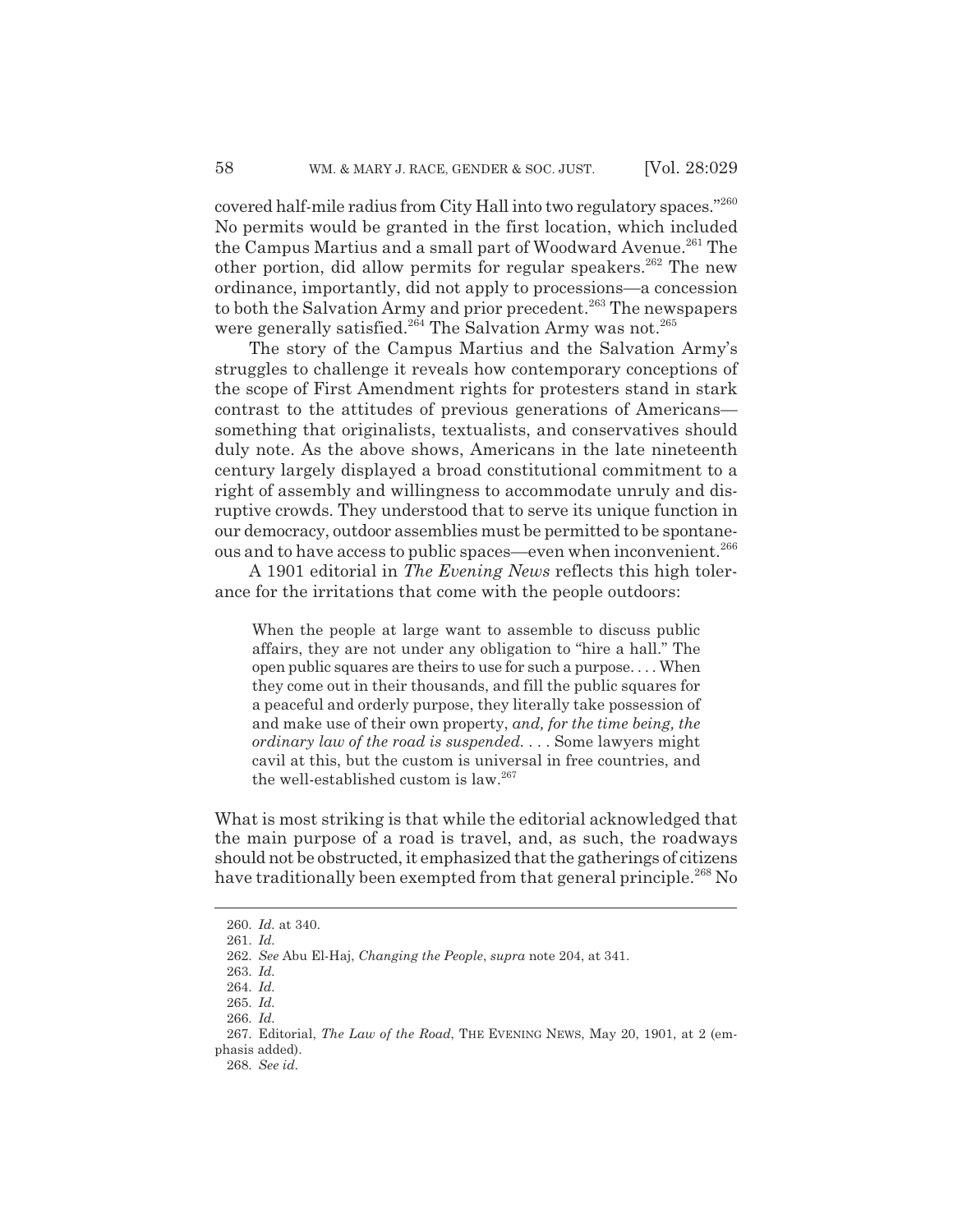covered half-mile radius from City Hall into two regulatory spaces."[260] No permits would be granted in the first location, which included the Campus Martius and a small part of Woodward Avenue.[261] The other portion, did allow permits for regular speakers.[262] The new ordinance, importantly, did not apply to processions—a concession to both the Salvation Army and prior precedent.[263] The newspapers were generally satisfied.[264] The Salvation Army was not.[265]

The story of the Campus Martius and the Salvation Army's struggles to challenge it reveals how contemporary conceptions of the scope of First Amendment rights for protesters stand in stark contrast to the attitudes of previous generations of Americans—something that originalists, textualists, and conservatives should duly note. As the above shows, Americans in the late nineteenth century largely displayed a broad constitutional commitment to a right of assembly and willingness to accommodate unruly and disruptive crowds. They understood that to serve its unique function in our democracy, outdoor assemblies must be permitted to be spontaneous and to have access to public spaces—even when inconvenient.[266]

A 1901 editorial in *The Evening News* reflects this high tolerance for the irritations that come with the people outdoors:

> When the people at large want to assemble to discuss public affairs, they are not under any obligation to "hire a hall." The open public squares are theirs to use for such a purpose. . . . When they come out in their thousands, and fill the public squares for a peaceful and orderly purpose, they literally take possession of and make use of their own property, *and, for the time being, the ordinary law of the road is suspended.* . . . Some lawyers might cavil at this, but the custom is universal in free countries, and the well-established custom is law.[267]

What is most striking is that while the editorial acknowledged that the main purpose of a road is travel, and, as such, the roadways should not be obstructed, it emphasized that the gatherings of citizens have traditionally been exempted from that general principle.[268] No

---

260. *Id.* at 340.

261. *Id.*

262. *See* Abu El-Haj, *Changing the People*, *supra* note 204, at 341.

263. *Id.*

264. *Id.*

265. *Id.*

266. *Id.*

267. Editorial, *The Law of the Road*, THE EVENING NEWS, May 20, 1901, at 2 (emphasis added).

268. *See id.*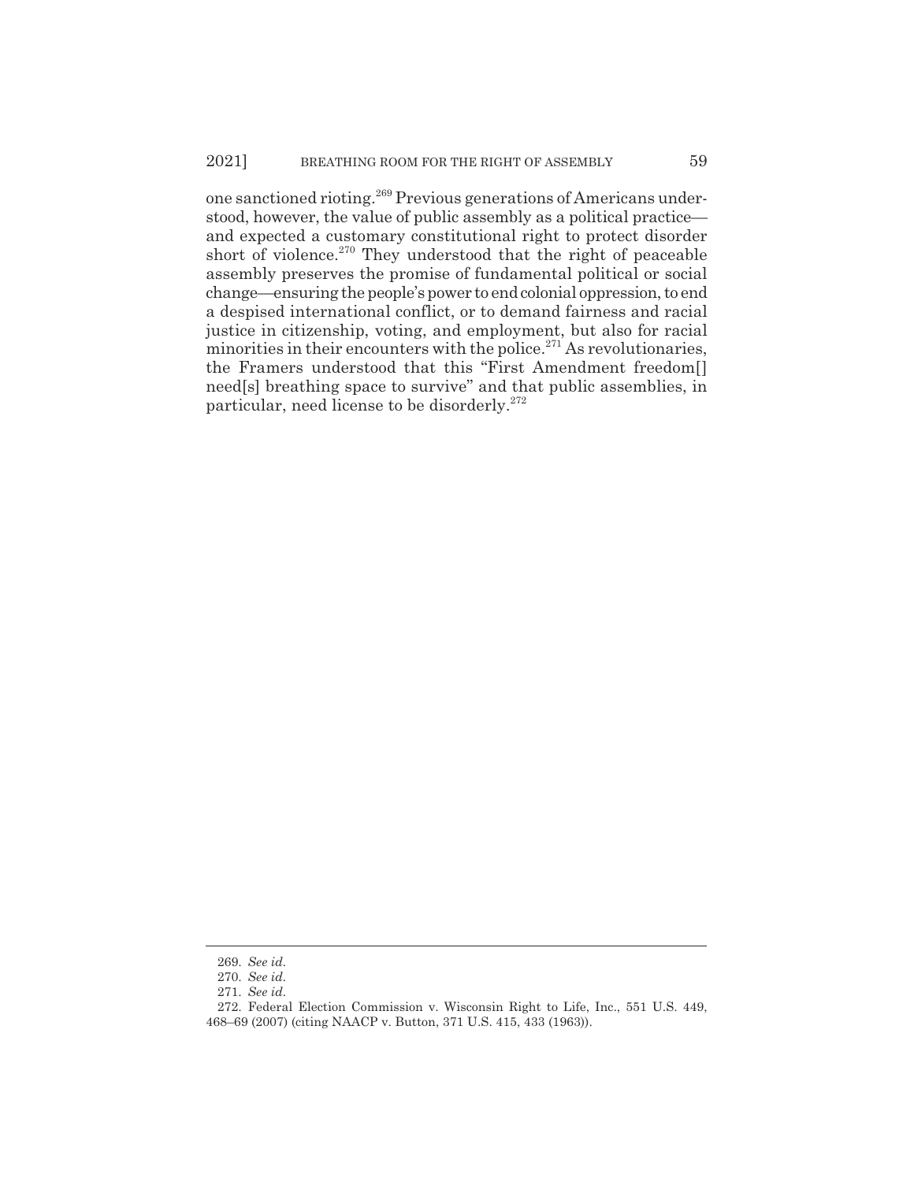one sanctioned rioting.[269] Previous generations of Americans understood, however, the value of public assembly as a political practice—and expected a customary constitutional right to protect disorder short of violence.[270] They understood that the right of peaceable assembly preserves the promise of fundamental political or social change—ensuring the people's power to end colonial oppression, to end a despised international conflict, or to demand fairness and racial justice in citizenship, voting, and employment, but also for racial minorities in their encounters with the police.[271] As revolutionaries, the Framers understood that this "First Amendment freedom[] need[s] breathing space to survive" and that public assemblies, in particular, need license to be disorderly.[272]

---

269. *See id.*

270. *See id.*

271. *See id.*

272. Federal Election Commission v. Wisconsin Right to Life, Inc., 551 U.S. 449, 468–69 (2007) (citing NAACP v. Button, 371 U.S. 415, 433 (1963)).